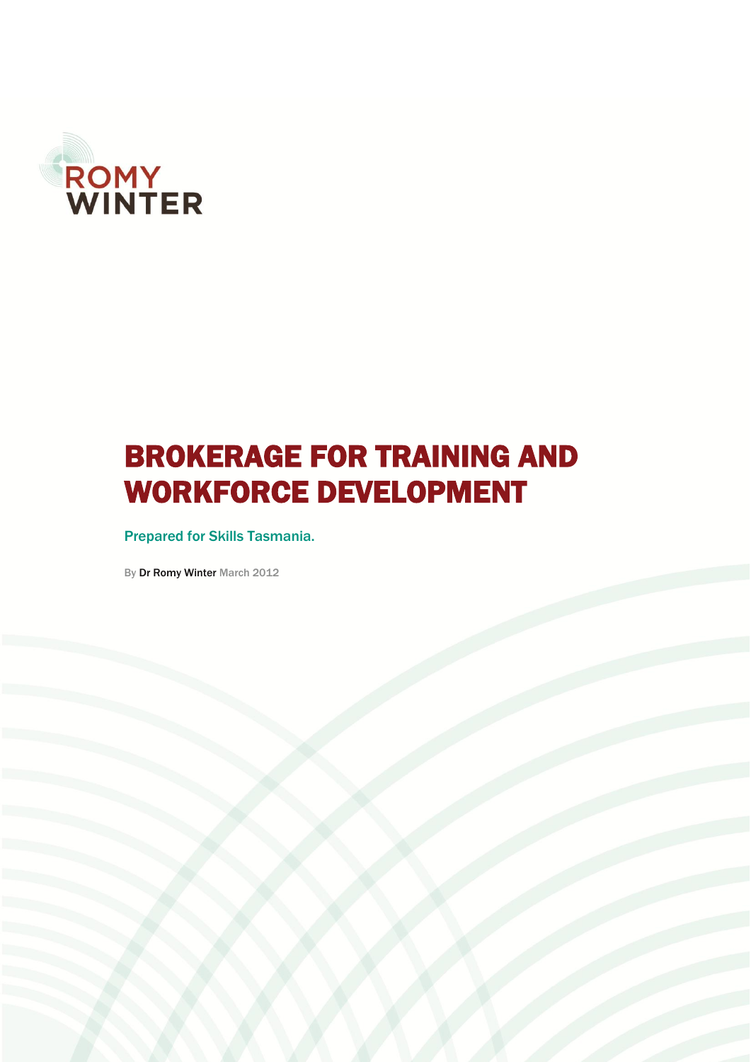ROMY
WINTER

# BROKERAGE FOR TRAINING AND WORKFORCE DEVELOPMENT

Prepared for Skills Tasmania.

By Dr Romy Winter March 2012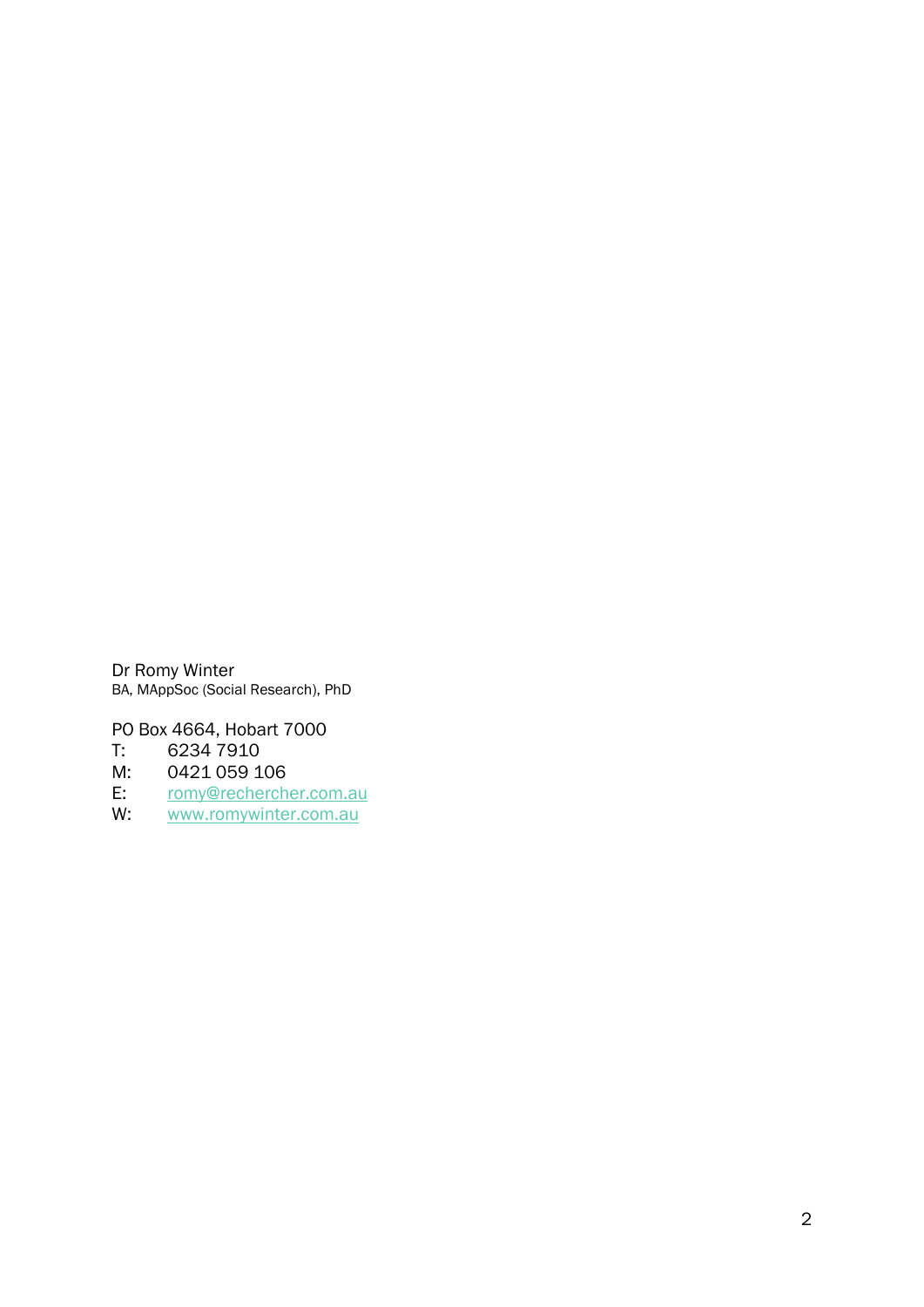Dr Romy Winter
BA, MAppSoc (Social Research), PhD

PO Box 4664, Hobart 7000
T: 6234 7910
M: 0421 059 106
E: romy@rechercher.com.au
W: www.romywinter.com.au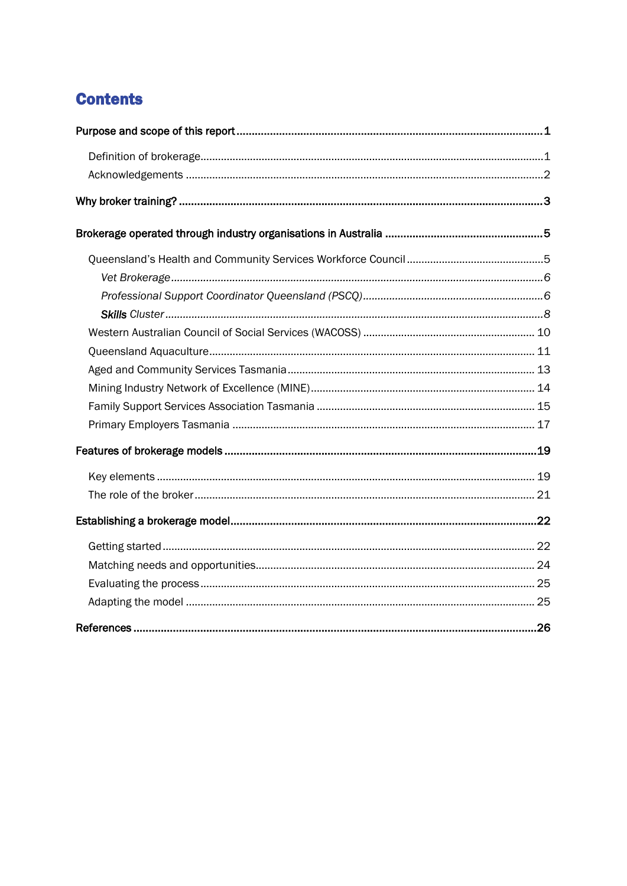# Contents

**Purpose and scope of this report** ..... **1**

- Definition of brokerage ..... 1
- Acknowledgements ..... 2

**Why broker training?** ..... **3**

**Brokerage operated through industry organisations in Australia** ..... **5**

- Queensland's Health and Community Services Workforce Council ..... 5
  - *Vet Brokerage* ..... *6*
  - *Professional Support Coordinator Queensland (PSCQ)* ..... *6*
  - ***Skills** Cluster* ..... *8*
- Western Australian Council of Social Services (WACOSS) ..... 10
- Queensland Aquaculture ..... 11
- Aged and Community Services Tasmania ..... 13
- Mining Industry Network of Excellence (MINE) ..... 14
- Family Support Services Association Tasmania ..... 15
- Primary Employers Tasmania ..... 17

**Features of brokerage models** ..... **19**

- Key elements ..... 19
- The role of the broker ..... 21

**Establishing a brokerage model** ..... **22**

- Getting started ..... 22
- Matching needs and opportunities ..... 24
- Evaluating the process ..... 25
- Adapting the model ..... 25

**References** ..... **26**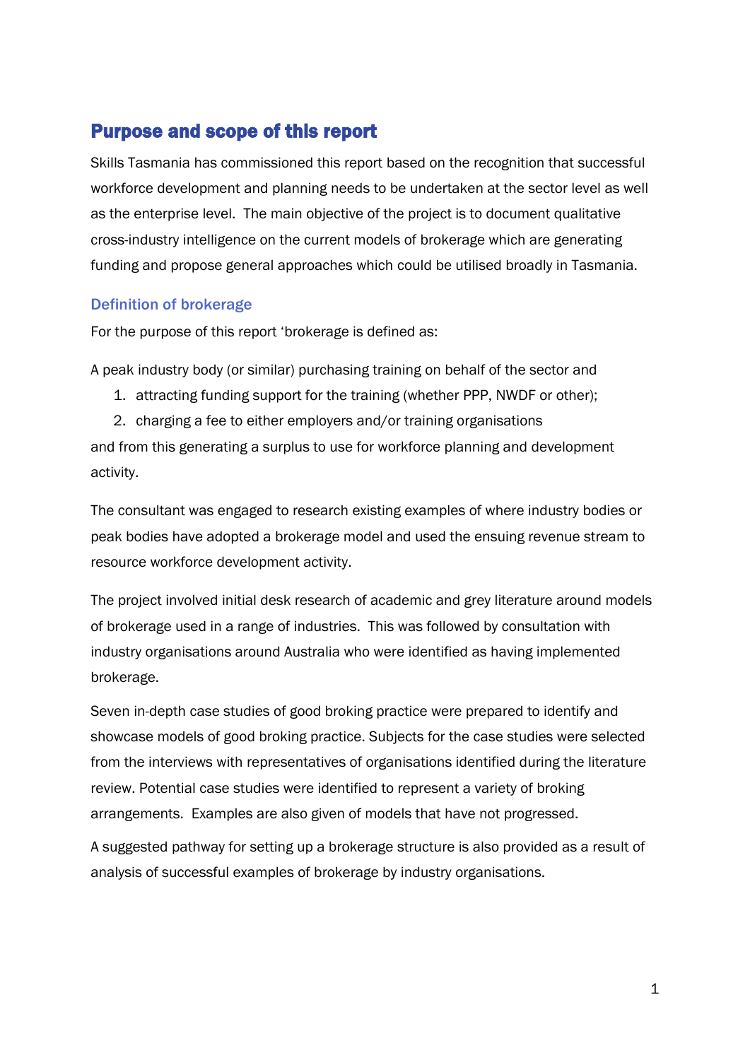# Purpose and scope of this report

Skills Tasmania has commissioned this report based on the recognition that successful workforce development and planning needs to be undertaken at the sector level as well as the enterprise level. The main objective of the project is to document qualitative cross-industry intelligence on the current models of brokerage which are generating funding and propose general approaches which could be utilised broadly in Tasmania.

## Definition of brokerage

For the purpose of this report 'brokerage is defined as:

A peak industry body (or similar) purchasing training on behalf of the sector and

1. attracting funding support for the training (whether PPP, NWDF or other);
2. charging a fee to either employers and/or training organisations

and from this generating a surplus to use for workforce planning and development activity.

The consultant was engaged to research existing examples of where industry bodies or peak bodies have adopted a brokerage model and used the ensuing revenue stream to resource workforce development activity.

The project involved initial desk research of academic and grey literature around models of brokerage used in a range of industries. This was followed by consultation with industry organisations around Australia who were identified as having implemented brokerage.

Seven in-depth case studies of good broking practice were prepared to identify and showcase models of good broking practice. Subjects for the case studies were selected from the interviews with representatives of organisations identified during the literature review. Potential case studies were identified to represent a variety of broking arrangements. Examples are also given of models that have not progressed.

A suggested pathway for setting up a brokerage structure is also provided as a result of analysis of successful examples of brokerage by industry organisations.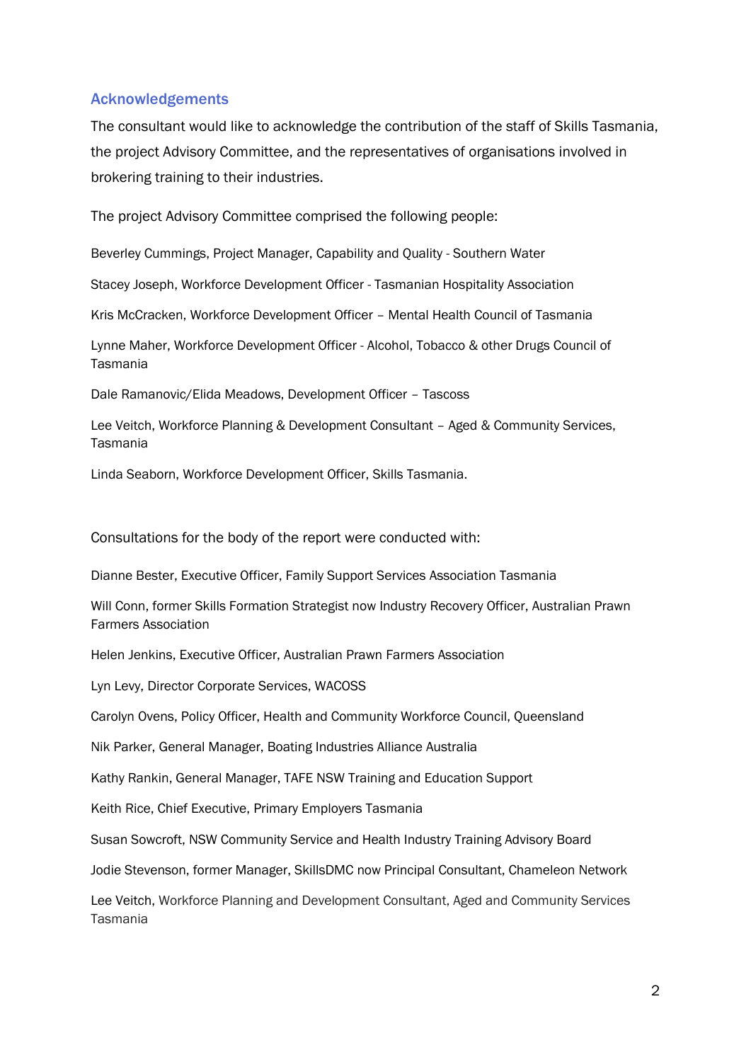## Acknowledgements

The consultant would like to acknowledge the contribution of the staff of Skills Tasmania, the project Advisory Committee, and the representatives of organisations involved in brokering training to their industries.

The project Advisory Committee comprised the following people:

Beverley Cummings, Project Manager, Capability and Quality - Southern Water

Stacey Joseph, Workforce Development Officer - Tasmanian Hospitality Association

Kris McCracken, Workforce Development Officer – Mental Health Council of Tasmania

Lynne Maher, Workforce Development Officer - Alcohol, Tobacco & other Drugs Council of Tasmania

Dale Ramanovic/Elida Meadows, Development Officer – Tascoss

Lee Veitch, Workforce Planning & Development Consultant – Aged & Community Services, Tasmania

Linda Seaborn, Workforce Development Officer, Skills Tasmania.

Consultations for the body of the report were conducted with:

Dianne Bester, Executive Officer, Family Support Services Association Tasmania

Will Conn, former Skills Formation Strategist now Industry Recovery Officer, Australian Prawn Farmers Association

Helen Jenkins, Executive Officer, Australian Prawn Farmers Association

Lyn Levy, Director Corporate Services, WACOSS

Carolyn Ovens, Policy Officer, Health and Community Workforce Council, Queensland

Nik Parker, General Manager, Boating Industries Alliance Australia

Kathy Rankin, General Manager, TAFE NSW Training and Education Support

Keith Rice, Chief Executive, Primary Employers Tasmania

Susan Sowcroft, NSW Community Service and Health Industry Training Advisory Board

Jodie Stevenson, former Manager, SkillsDMC now Principal Consultant, Chameleon Network

Lee Veitch, Workforce Planning and Development Consultant, Aged and Community Services Tasmania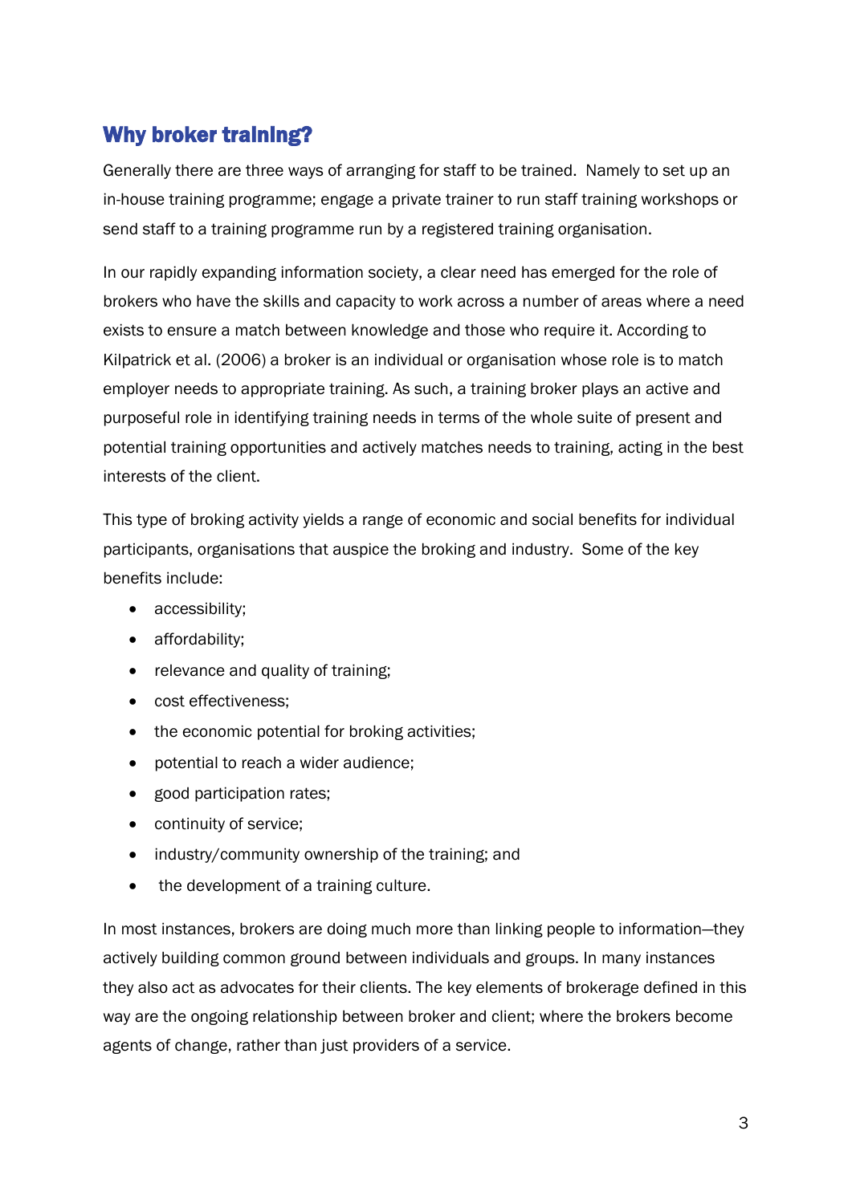## Why broker training?

Generally there are three ways of arranging for staff to be trained. Namely to set up an in-house training programme; engage a private trainer to run staff training workshops or send staff to a training programme run by a registered training organisation.

In our rapidly expanding information society, a clear need has emerged for the role of brokers who have the skills and capacity to work across a number of areas where a need exists to ensure a match between knowledge and those who require it. According to Kilpatrick et al. (2006) a broker is an individual or organisation whose role is to match employer needs to appropriate training. As such, a training broker plays an active and purposeful role in identifying training needs in terms of the whole suite of present and potential training opportunities and actively matches needs to training, acting in the best interests of the client.

This type of broking activity yields a range of economic and social benefits for individual participants, organisations that auspice the broking and industry. Some of the key benefits include:

- accessibility;
- affordability;
- relevance and quality of training;
- cost effectiveness;
- the economic potential for broking activities;
- potential to reach a wider audience;
- good participation rates;
- continuity of service;
- industry/community ownership of the training; and
- the development of a training culture.

In most instances, brokers are doing much more than linking people to information—they actively building common ground between individuals and groups. In many instances they also act as advocates for their clients. The key elements of brokerage defined in this way are the ongoing relationship between broker and client; where the brokers become agents of change, rather than just providers of a service.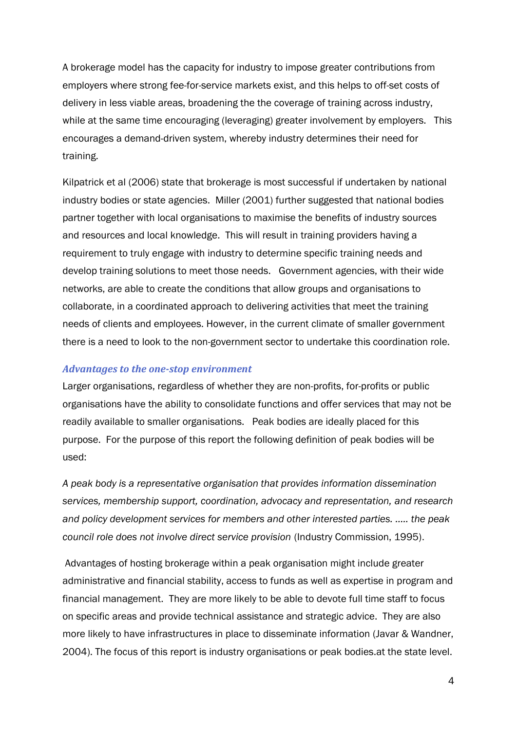A brokerage model has the capacity for industry to impose greater contributions from employers where strong fee-for-service markets exist, and this helps to off-set costs of delivery in less viable areas, broadening the the coverage of training across industry, while at the same time encouraging (leveraging) greater involvement by employers. This encourages a demand-driven system, whereby industry determines their need for training.

Kilpatrick et al (2006) state that brokerage is most successful if undertaken by national industry bodies or state agencies. Miller (2001) further suggested that national bodies partner together with local organisations to maximise the benefits of industry sources and resources and local knowledge. This will result in training providers having a requirement to truly engage with industry to determine specific training needs and develop training solutions to meet those needs. Government agencies, with their wide networks, are able to create the conditions that allow groups and organisations to collaborate, in a coordinated approach to delivering activities that meet the training needs of clients and employees. However, in the current climate of smaller government there is a need to look to the non-government sector to undertake this coordination role.

### *Advantages to the one-stop environment*

Larger organisations, regardless of whether they are non-profits, for-profits or public organisations have the ability to consolidate functions and offer services that may not be readily available to smaller organisations. Peak bodies are ideally placed for this purpose. For the purpose of this report the following definition of peak bodies will be used:

*A peak body is a representative organisation that provides information dissemination services, membership support, coordination, advocacy and representation, and research and policy development services for members and other interested parties. ….. the peak council role does not involve direct service provision* (Industry Commission, 1995).

Advantages of hosting brokerage within a peak organisation might include greater administrative and financial stability, access to funds as well as expertise in program and financial management. They are more likely to be able to devote full time staff to focus on specific areas and provide technical assistance and strategic advice. They are also more likely to have infrastructures in place to disseminate information (Javar & Wandner, 2004). The focus of this report is industry organisations or peak bodies.at the state level.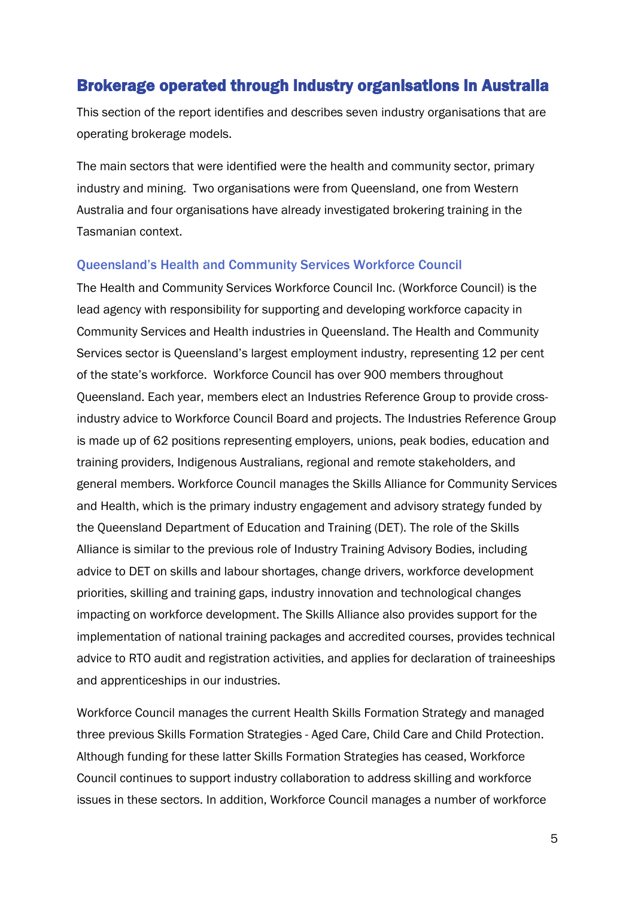## Brokerage operated through industry organisations in Australia

This section of the report identifies and describes seven industry organisations that are operating brokerage models.

The main sectors that were identified were the health and community sector, primary industry and mining. Two organisations were from Queensland, one from Western Australia and four organisations have already investigated brokering training in the Tasmanian context.

### Queensland's Health and Community Services Workforce Council

The Health and Community Services Workforce Council Inc. (Workforce Council) is the lead agency with responsibility for supporting and developing workforce capacity in Community Services and Health industries in Queensland. The Health and Community Services sector is Queensland's largest employment industry, representing 12 per cent of the state's workforce. Workforce Council has over 900 members throughout Queensland. Each year, members elect an Industries Reference Group to provide cross-industry advice to Workforce Council Board and projects. The Industries Reference Group is made up of 62 positions representing employers, unions, peak bodies, education and training providers, Indigenous Australians, regional and remote stakeholders, and general members. Workforce Council manages the Skills Alliance for Community Services and Health, which is the primary industry engagement and advisory strategy funded by the Queensland Department of Education and Training (DET). The role of the Skills Alliance is similar to the previous role of Industry Training Advisory Bodies, including advice to DET on skills and labour shortages, change drivers, workforce development priorities, skilling and training gaps, industry innovation and technological changes impacting on workforce development. The Skills Alliance also provides support for the implementation of national training packages and accredited courses, provides technical advice to RTO audit and registration activities, and applies for declaration of traineeships and apprenticeships in our industries.

Workforce Council manages the current Health Skills Formation Strategy and managed three previous Skills Formation Strategies - Aged Care, Child Care and Child Protection. Although funding for these latter Skills Formation Strategies has ceased, Workforce Council continues to support industry collaboration to address skilling and workforce issues in these sectors. In addition, Workforce Council manages a number of workforce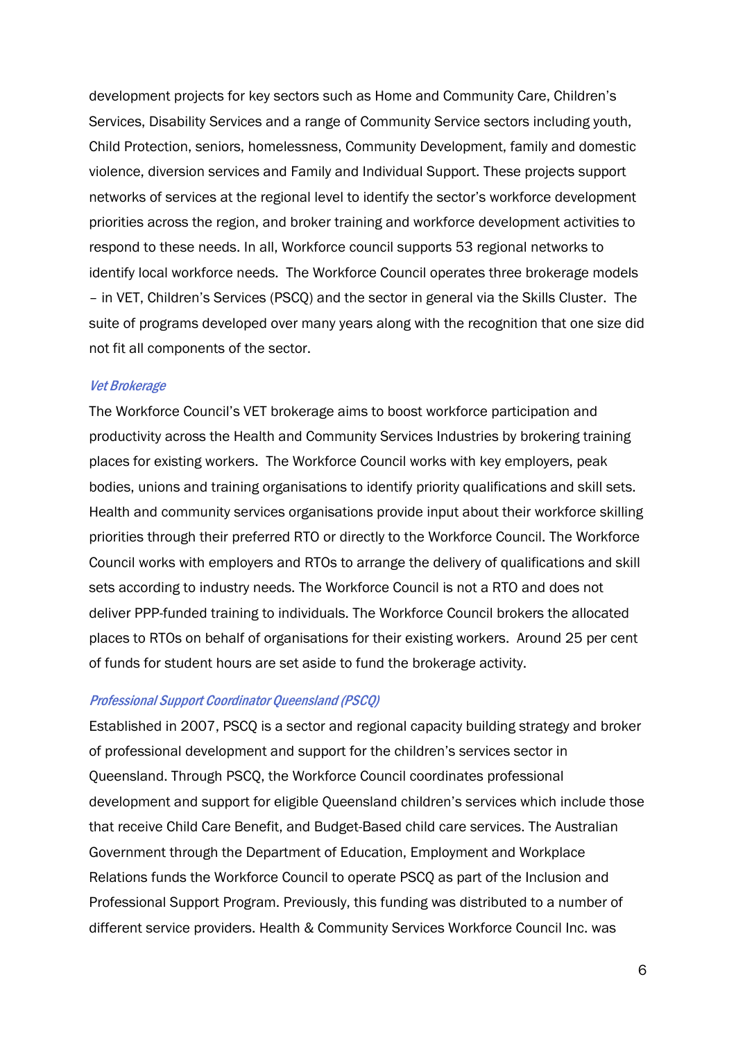development projects for key sectors such as Home and Community Care, Children's Services, Disability Services and a range of Community Service sectors including youth, Child Protection, seniors, homelessness, Community Development, family and domestic violence, diversion services and Family and Individual Support. These projects support networks of services at the regional level to identify the sector's workforce development priorities across the region, and broker training and workforce development activities to respond to these needs. In all, Workforce council supports 53 regional networks to identify local workforce needs. The Workforce Council operates three brokerage models – in VET, Children's Services (PSCQ) and the sector in general via the Skills Cluster. The suite of programs developed over many years along with the recognition that one size did not fit all components of the sector.

### *Vet Brokerage*

The Workforce Council's VET brokerage aims to boost workforce participation and productivity across the Health and Community Services Industries by brokering training places for existing workers. The Workforce Council works with key employers, peak bodies, unions and training organisations to identify priority qualifications and skill sets. Health and community services organisations provide input about their workforce skilling priorities through their preferred RTO or directly to the Workforce Council. The Workforce Council works with employers and RTOs to arrange the delivery of qualifications and skill sets according to industry needs. The Workforce Council is not a RTO and does not deliver PPP-funded training to individuals. The Workforce Council brokers the allocated places to RTOs on behalf of organisations for their existing workers. Around 25 per cent of funds for student hours are set aside to fund the brokerage activity.

### *Professional Support Coordinator Queensland (PSCQ)*

Established in 2007, PSCQ is a sector and regional capacity building strategy and broker of professional development and support for the children's services sector in Queensland. Through PSCQ, the Workforce Council coordinates professional development and support for eligible Queensland children's services which include those that receive Child Care Benefit, and Budget-Based child care services. The Australian Government through the Department of Education, Employment and Workplace Relations funds the Workforce Council to operate PSCQ as part of the Inclusion and Professional Support Program. Previously, this funding was distributed to a number of different service providers. Health & Community Services Workforce Council Inc. was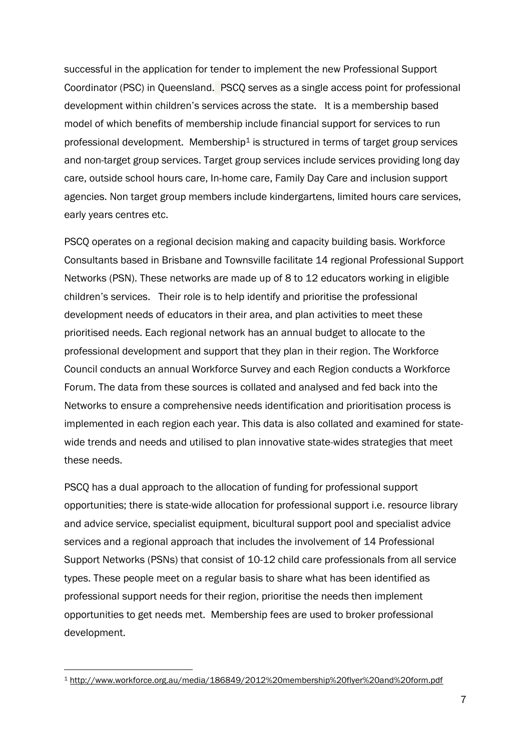successful in the application for tender to implement the new Professional Support Coordinator (PSC) in Queensland. PSCQ serves as a single access point for professional development within children's services across the state. It is a membership based model of which benefits of membership include financial support for services to run professional development. Membership[1] is structured in terms of target group services and non-target group services. Target group services include services providing long day care, outside school hours care, In-home care, Family Day Care and inclusion support agencies. Non target group members include kindergartens, limited hours care services, early years centres etc.

PSCQ operates on a regional decision making and capacity building basis. Workforce Consultants based in Brisbane and Townsville facilitate 14 regional Professional Support Networks (PSN). These networks are made up of 8 to 12 educators working in eligible children's services. Their role is to help identify and prioritise the professional development needs of educators in their area, and plan activities to meet these prioritised needs. Each regional network has an annual budget to allocate to the professional development and support that they plan in their region. The Workforce Council conducts an annual Workforce Survey and each Region conducts a Workforce Forum. The data from these sources is collated and analysed and fed back into the Networks to ensure a comprehensive needs identification and prioritisation process is implemented in each region each year. This data is also collated and examined for state-wide trends and needs and utilised to plan innovative state-wides strategies that meet these needs.

PSCQ has a dual approach to the allocation of funding for professional support opportunities; there is state-wide allocation for professional support i.e. resource library and advice service, specialist equipment, bicultural support pool and specialist advice services and a regional approach that includes the involvement of 14 Professional Support Networks (PSNs) that consist of 10-12 child care professionals from all service types. These people meet on a regular basis to share what has been identified as professional support needs for their region, prioritise the needs then implement opportunities to get needs met. Membership fees are used to broker professional development.

---

[1] http://www.workforce.org.au/media/186849/2012%20membership%20flyer%20and%20form.pdf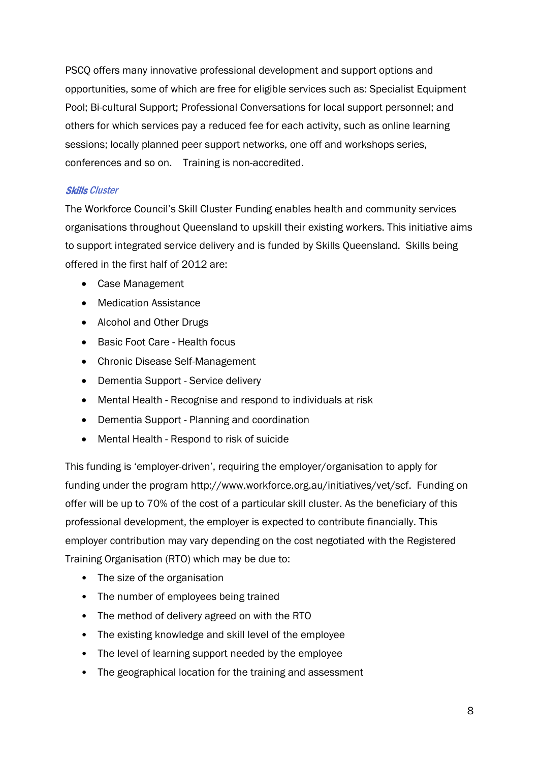PSCQ offers many innovative professional development and support options and opportunities, some of which are free for eligible services such as: Specialist Equipment Pool; Bi-cultural Support; Professional Conversations for local support personnel; and others for which services pay a reduced fee for each activity, such as online learning sessions; locally planned peer support networks, one off and workshops series, conferences and so on.  Training is non-accredited.

### *Skills Cluster*

The Workforce Council's Skill Cluster Funding enables health and community services organisations throughout Queensland to upskill their existing workers. This initiative aims to support integrated service delivery and is funded by Skills Queensland. Skills being offered in the first half of 2012 are:

- Case Management
- Medication Assistance
- Alcohol and Other Drugs
- Basic Foot Care - Health focus
- Chronic Disease Self-Management
- Dementia Support - Service delivery
- Mental Health - Recognise and respond to individuals at risk
- Dementia Support - Planning and coordination
- Mental Health - Respond to risk of suicide

This funding is 'employer-driven', requiring the employer/organisation to apply for funding under the program http://www.workforce.org.au/initiatives/vet/scf. Funding on offer will be up to 70% of the cost of a particular skill cluster. As the beneficiary of this professional development, the employer is expected to contribute financially. This employer contribution may vary depending on the cost negotiated with the Registered Training Organisation (RTO) which may be due to:

- The size of the organisation
- The number of employees being trained
- The method of delivery agreed on with the RTO
- The existing knowledge and skill level of the employee
- The level of learning support needed by the employee
- The geographical location for the training and assessment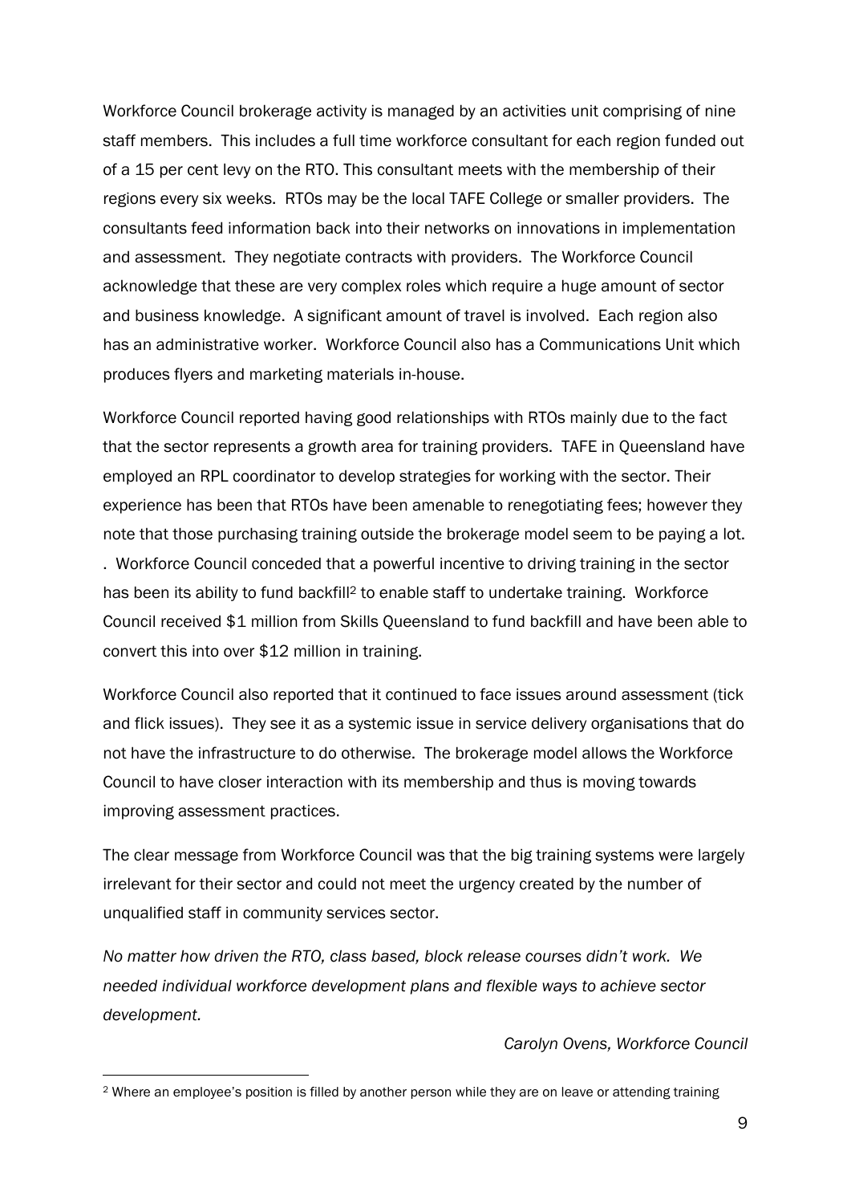Workforce Council brokerage activity is managed by an activities unit comprising of nine staff members. This includes a full time workforce consultant for each region funded out of a 15 per cent levy on the RTO. This consultant meets with the membership of their regions every six weeks. RTOs may be the local TAFE College or smaller providers. The consultants feed information back into their networks on innovations in implementation and assessment. They negotiate contracts with providers. The Workforce Council acknowledge that these are very complex roles which require a huge amount of sector and business knowledge. A significant amount of travel is involved. Each region also has an administrative worker. Workforce Council also has a Communications Unit which produces flyers and marketing materials in-house.

Workforce Council reported having good relationships with RTOs mainly due to the fact that the sector represents a growth area for training providers. TAFE in Queensland have employed an RPL coordinator to develop strategies for working with the sector. Their experience has been that RTOs have been amenable to renegotiating fees; however they note that those purchasing training outside the brokerage model seem to be paying a lot. . Workforce Council conceded that a powerful incentive to driving training in the sector has been its ability to fund backfill[2] to enable staff to undertake training. Workforce Council received $1 million from Skills Queensland to fund backfill and have been able to convert this into over $12 million in training.

Workforce Council also reported that it continued to face issues around assessment (tick and flick issues). They see it as a systemic issue in service delivery organisations that do not have the infrastructure to do otherwise. The brokerage model allows the Workforce Council to have closer interaction with its membership and thus is moving towards improving assessment practices.

The clear message from Workforce Council was that the big training systems were largely irrelevant for their sector and could not meet the urgency created by the number of unqualified staff in community services sector.

*No matter how driven the RTO, class based, block release courses didn't work. We needed individual workforce development plans and flexible ways to achieve sector development.*

*Carolyn Ovens, Workforce Council*

[2] Where an employee's position is filled by another person while they are on leave or attending training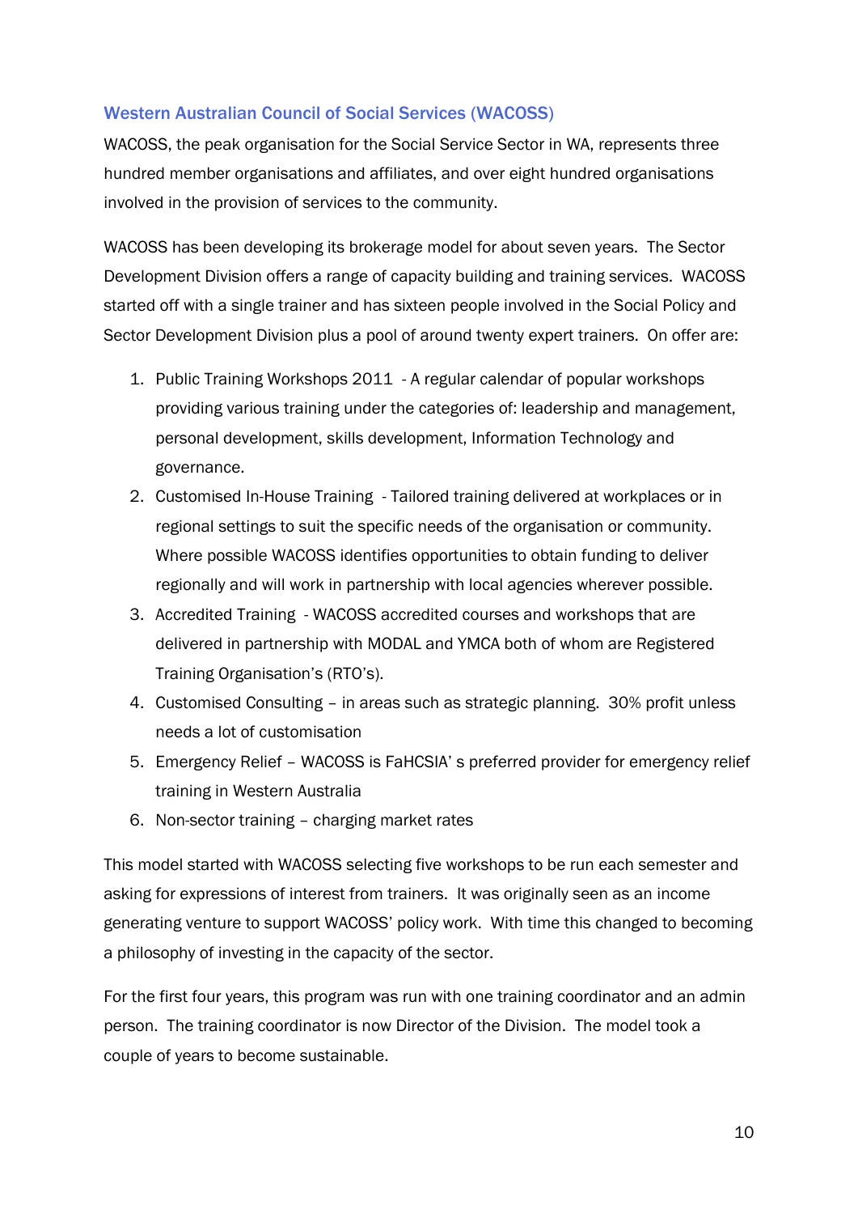### Western Australian Council of Social Services (WACOSS)

WACOSS, the peak organisation for the Social Service Sector in WA, represents three hundred member organisations and affiliates, and over eight hundred organisations involved in the provision of services to the community.

WACOSS has been developing its brokerage model for about seven years. The Sector Development Division offers a range of capacity building and training services. WACOSS started off with a single trainer and has sixteen people involved in the Social Policy and Sector Development Division plus a pool of around twenty expert trainers. On offer are:

1. Public Training Workshops 2011 - A regular calendar of popular workshops providing various training under the categories of: leadership and management, personal development, skills development, Information Technology and governance.
2. Customised In-House Training - Tailored training delivered at workplaces or in regional settings to suit the specific needs of the organisation or community. Where possible WACOSS identifies opportunities to obtain funding to deliver regionally and will work in partnership with local agencies wherever possible.
3. Accredited Training - WACOSS accredited courses and workshops that are delivered in partnership with MODAL and YMCA both of whom are Registered Training Organisation's (RTO's).
4. Customised Consulting – in areas such as strategic planning. 30% profit unless needs a lot of customisation
5. Emergency Relief – WACOSS is FaHCSIA' s preferred provider for emergency relief training in Western Australia
6. Non-sector training – charging market rates

This model started with WACOSS selecting five workshops to be run each semester and asking for expressions of interest from trainers. It was originally seen as an income generating venture to support WACOSS' policy work. With time this changed to becoming a philosophy of investing in the capacity of the sector.

For the first four years, this program was run with one training coordinator and an admin person. The training coordinator is now Director of the Division. The model took a couple of years to become sustainable.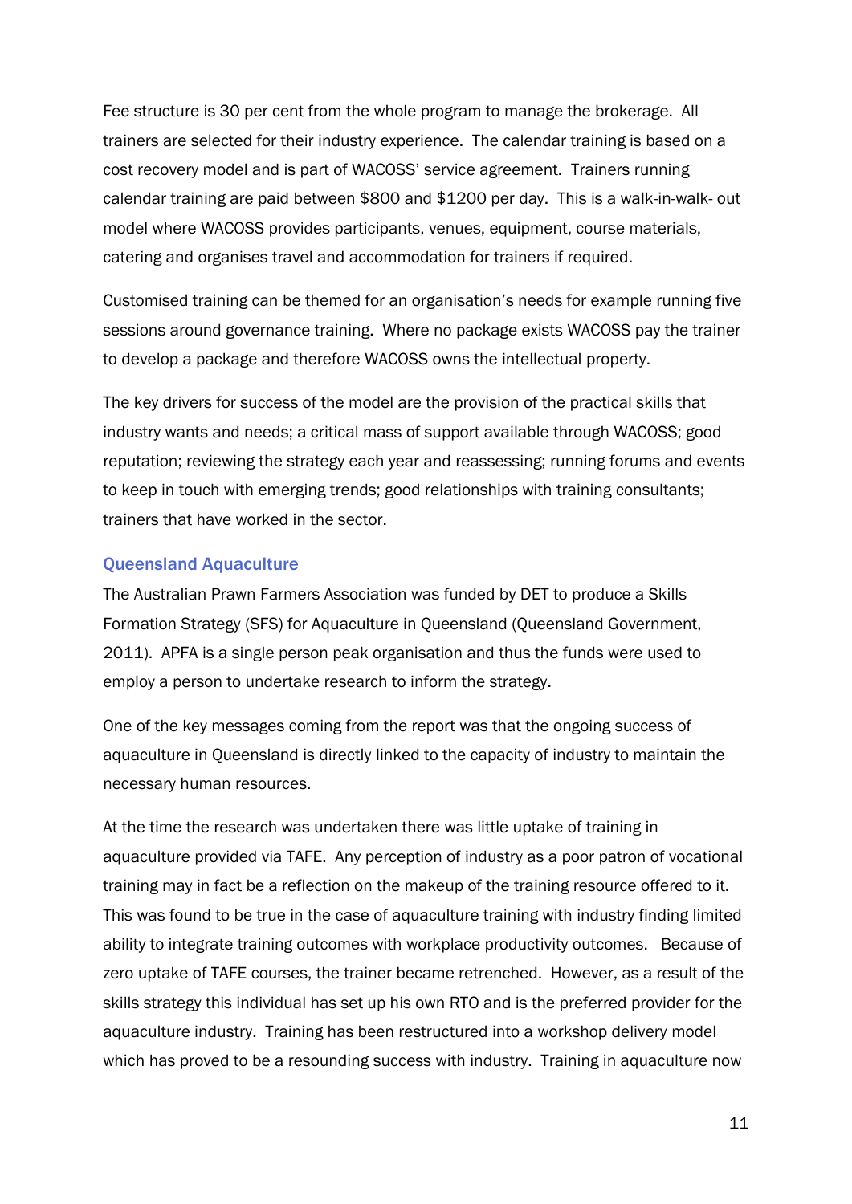Fee structure is 30 per cent from the whole program to manage the brokerage. All trainers are selected for their industry experience. The calendar training is based on a cost recovery model and is part of WACOSS' service agreement. Trainers running calendar training are paid between $800 and $1200 per day. This is a walk-in-walk- out model where WACOSS provides participants, venues, equipment, course materials, catering and organises travel and accommodation for trainers if required.

Customised training can be themed for an organisation's needs for example running five sessions around governance training. Where no package exists WACOSS pay the trainer to develop a package and therefore WACOSS owns the intellectual property.

The key drivers for success of the model are the provision of the practical skills that industry wants and needs; a critical mass of support available through WACOSS; good reputation; reviewing the strategy each year and reassessing; running forums and events to keep in touch with emerging trends; good relationships with training consultants; trainers that have worked in the sector.

### Queensland Aquaculture

The Australian Prawn Farmers Association was funded by DET to produce a Skills Formation Strategy (SFS) for Aquaculture in Queensland (Queensland Government, 2011). APFA is a single person peak organisation and thus the funds were used to employ a person to undertake research to inform the strategy.

One of the key messages coming from the report was that the ongoing success of aquaculture in Queensland is directly linked to the capacity of industry to maintain the necessary human resources.

At the time the research was undertaken there was little uptake of training in aquaculture provided via TAFE. Any perception of industry as a poor patron of vocational training may in fact be a reflection on the makeup of the training resource offered to it. This was found to be true in the case of aquaculture training with industry finding limited ability to integrate training outcomes with workplace productivity outcomes. Because of zero uptake of TAFE courses, the trainer became retrenched. However, as a result of the skills strategy this individual has set up his own RTO and is the preferred provider for the aquaculture industry. Training has been restructured into a workshop delivery model which has proved to be a resounding success with industry. Training in aquaculture now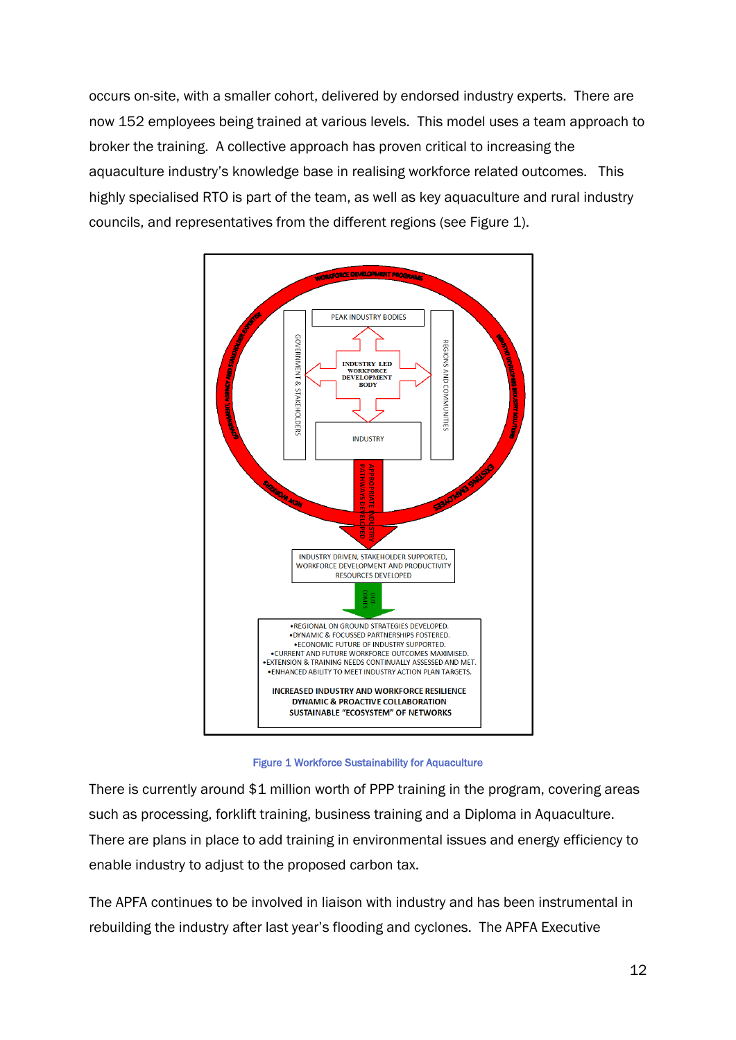occurs on-site, with a smaller cohort, delivered by endorsed industry experts. There are now 152 employees being trained at various levels. This model uses a team approach to broker the training. A collective approach has proven critical to increasing the aquaculture industry's knowledge base in realising workforce related outcomes. This highly specialised RTO is part of the team, as well as key aquaculture and rural industry councils, and representatives from the different regions (see Figure 1).

Figure 1 Workforce Sustainability for Aquaculture

There is currently around $1 million worth of PPP training in the program, covering areas such as processing, forklift training, business training and a Diploma in Aquaculture. There are plans in place to add training in environmental issues and energy efficiency to enable industry to adjust to the proposed carbon tax.

The APFA continues to be involved in liaison with industry and has been instrumental in rebuilding the industry after last year's flooding and cyclones. The APFA Executive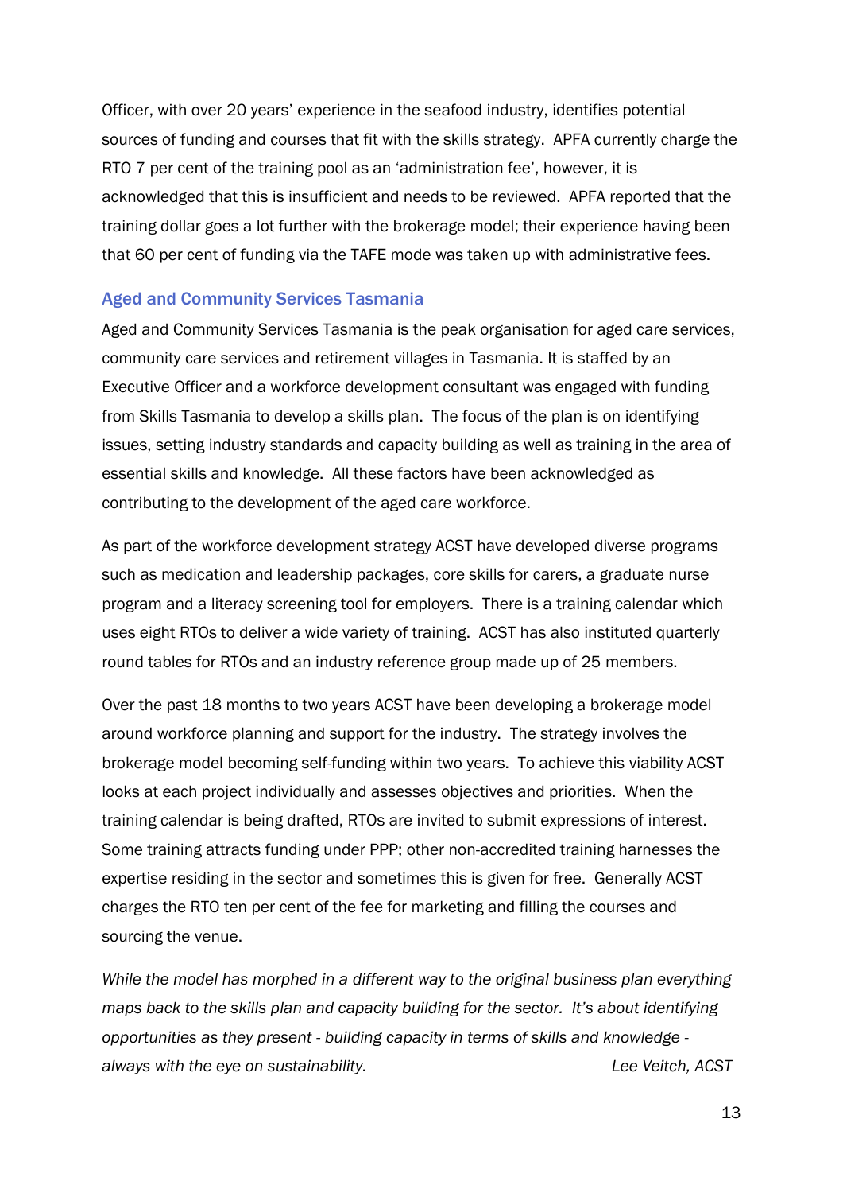Officer, with over 20 years' experience in the seafood industry, identifies potential sources of funding and courses that fit with the skills strategy. APFA currently charge the RTO 7 per cent of the training pool as an 'administration fee', however, it is acknowledged that this is insufficient and needs to be reviewed. APFA reported that the training dollar goes a lot further with the brokerage model; their experience having been that 60 per cent of funding via the TAFE mode was taken up with administrative fees.

### Aged and Community Services Tasmania

Aged and Community Services Tasmania is the peak organisation for aged care services, community care services and retirement villages in Tasmania. It is staffed by an Executive Officer and a workforce development consultant was engaged with funding from Skills Tasmania to develop a skills plan. The focus of the plan is on identifying issues, setting industry standards and capacity building as well as training in the area of essential skills and knowledge. All these factors have been acknowledged as contributing to the development of the aged care workforce.

As part of the workforce development strategy ACST have developed diverse programs such as medication and leadership packages, core skills for carers, a graduate nurse program and a literacy screening tool for employers. There is a training calendar which uses eight RTOs to deliver a wide variety of training. ACST has also instituted quarterly round tables for RTOs and an industry reference group made up of 25 members.

Over the past 18 months to two years ACST have been developing a brokerage model around workforce planning and support for the industry. The strategy involves the brokerage model becoming self-funding within two years. To achieve this viability ACST looks at each project individually and assesses objectives and priorities. When the training calendar is being drafted, RTOs are invited to submit expressions of interest. Some training attracts funding under PPP; other non-accredited training harnesses the expertise residing in the sector and sometimes this is given for free. Generally ACST charges the RTO ten per cent of the fee for marketing and filling the courses and sourcing the venue.

*While the model has morphed in a different way to the original business plan everything maps back to the skills plan and capacity building for the sector. It's about identifying opportunities as they present - building capacity in terms of skills and knowledge - always with the eye on sustainability.* *Lee Veitch, ACST*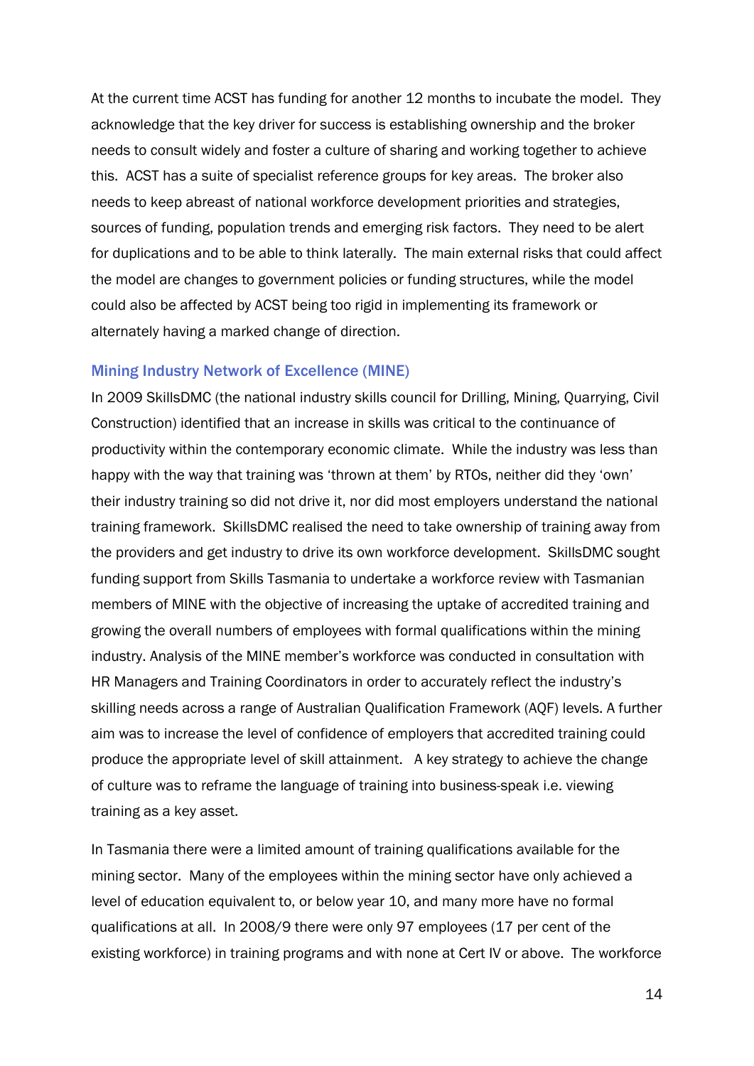At the current time ACST has funding for another 12 months to incubate the model. They acknowledge that the key driver for success is establishing ownership and the broker needs to consult widely and foster a culture of sharing and working together to achieve this. ACST has a suite of specialist reference groups for key areas. The broker also needs to keep abreast of national workforce development priorities and strategies, sources of funding, population trends and emerging risk factors. They need to be alert for duplications and to be able to think laterally. The main external risks that could affect the model are changes to government policies or funding structures, while the model could also be affected by ACST being too rigid in implementing its framework or alternately having a marked change of direction.

### Mining Industry Network of Excellence (MINE)

In 2009 SkillsDMC (the national industry skills council for Drilling, Mining, Quarrying, Civil Construction) identified that an increase in skills was critical to the continuance of productivity within the contemporary economic climate. While the industry was less than happy with the way that training was 'thrown at them' by RTOs, neither did they 'own' their industry training so did not drive it, nor did most employers understand the national training framework. SkillsDMC realised the need to take ownership of training away from the providers and get industry to drive its own workforce development. SkillsDMC sought funding support from Skills Tasmania to undertake a workforce review with Tasmanian members of MINE with the objective of increasing the uptake of accredited training and growing the overall numbers of employees with formal qualifications within the mining industry. Analysis of the MINE member's workforce was conducted in consultation with HR Managers and Training Coordinators in order to accurately reflect the industry's skilling needs across a range of Australian Qualification Framework (AQF) levels. A further aim was to increase the level of confidence of employers that accredited training could produce the appropriate level of skill attainment. A key strategy to achieve the change of culture was to reframe the language of training into business-speak i.e. viewing training as a key asset.

In Tasmania there were a limited amount of training qualifications available for the mining sector. Many of the employees within the mining sector have only achieved a level of education equivalent to, or below year 10, and many more have no formal qualifications at all. In 2008/9 there were only 97 employees (17 per cent of the existing workforce) in training programs and with none at Cert IV or above. The workforce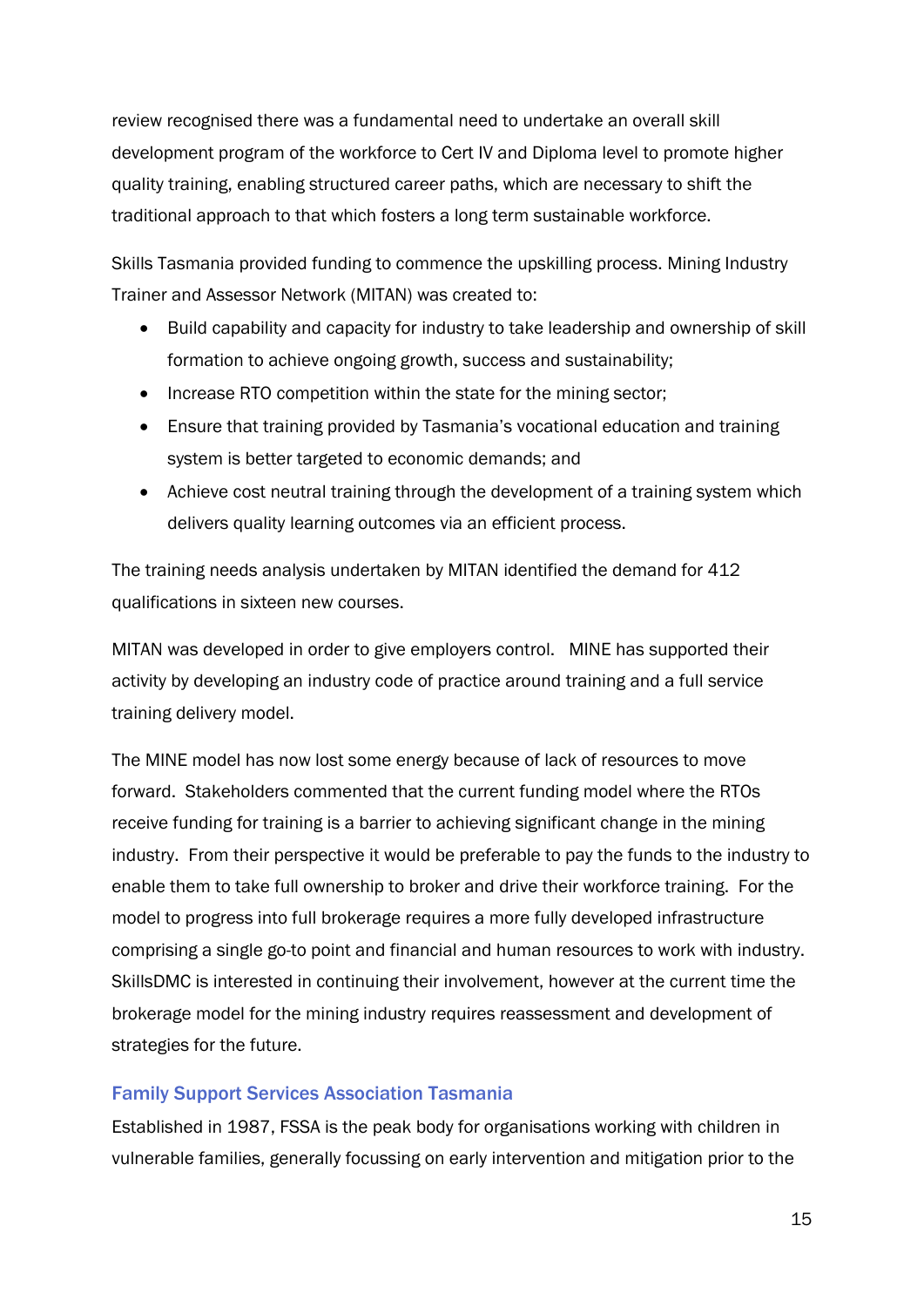review recognised there was a fundamental need to undertake an overall skill development program of the workforce to Cert IV and Diploma level to promote higher quality training, enabling structured career paths, which are necessary to shift the traditional approach to that which fosters a long term sustainable workforce.

Skills Tasmania provided funding to commence the upskilling process. Mining Industry Trainer and Assessor Network (MITAN) was created to:

- Build capability and capacity for industry to take leadership and ownership of skill formation to achieve ongoing growth, success and sustainability;
- Increase RTO competition within the state for the mining sector;
- Ensure that training provided by Tasmania's vocational education and training system is better targeted to economic demands; and
- Achieve cost neutral training through the development of a training system which delivers quality learning outcomes via an efficient process.

The training needs analysis undertaken by MITAN identified the demand for 412 qualifications in sixteen new courses.

MITAN was developed in order to give employers control. MINE has supported their activity by developing an industry code of practice around training and a full service training delivery model.

The MINE model has now lost some energy because of lack of resources to move forward. Stakeholders commented that the current funding model where the RTOs receive funding for training is a barrier to achieving significant change in the mining industry. From their perspective it would be preferable to pay the funds to the industry to enable them to take full ownership to broker and drive their workforce training. For the model to progress into full brokerage requires a more fully developed infrastructure comprising a single go-to point and financial and human resources to work with industry. SkillsDMC is interested in continuing their involvement, however at the current time the brokerage model for the mining industry requires reassessment and development of strategies for the future.

### Family Support Services Association Tasmania

Established in 1987, FSSA is the peak body for organisations working with children in vulnerable families, generally focussing on early intervention and mitigation prior to the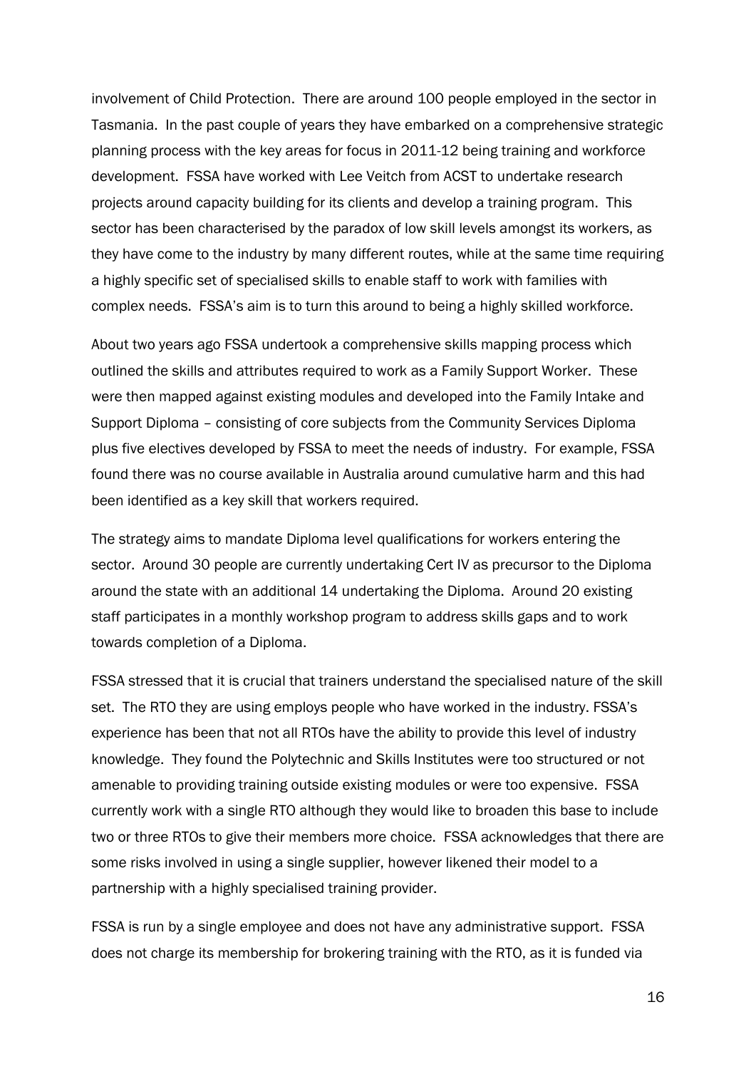involvement of Child Protection. There are around 100 people employed in the sector in Tasmania. In the past couple of years they have embarked on a comprehensive strategic planning process with the key areas for focus in 2011-12 being training and workforce development. FSSA have worked with Lee Veitch from ACST to undertake research projects around capacity building for its clients and develop a training program. This sector has been characterised by the paradox of low skill levels amongst its workers, as they have come to the industry by many different routes, while at the same time requiring a highly specific set of specialised skills to enable staff to work with families with complex needs. FSSA's aim is to turn this around to being a highly skilled workforce.

About two years ago FSSA undertook a comprehensive skills mapping process which outlined the skills and attributes required to work as a Family Support Worker. These were then mapped against existing modules and developed into the Family Intake and Support Diploma – consisting of core subjects from the Community Services Diploma plus five electives developed by FSSA to meet the needs of industry. For example, FSSA found there was no course available in Australia around cumulative harm and this had been identified as a key skill that workers required.

The strategy aims to mandate Diploma level qualifications for workers entering the sector. Around 30 people are currently undertaking Cert IV as precursor to the Diploma around the state with an additional 14 undertaking the Diploma. Around 20 existing staff participates in a monthly workshop program to address skills gaps and to work towards completion of a Diploma.

FSSA stressed that it is crucial that trainers understand the specialised nature of the skill set. The RTO they are using employs people who have worked in the industry. FSSA's experience has been that not all RTOs have the ability to provide this level of industry knowledge. They found the Polytechnic and Skills Institutes were too structured or not amenable to providing training outside existing modules or were too expensive. FSSA currently work with a single RTO although they would like to broaden this base to include two or three RTOs to give their members more choice. FSSA acknowledges that there are some risks involved in using a single supplier, however likened their model to a partnership with a highly specialised training provider.

FSSA is run by a single employee and does not have any administrative support. FSSA does not charge its membership for brokering training with the RTO, as it is funded via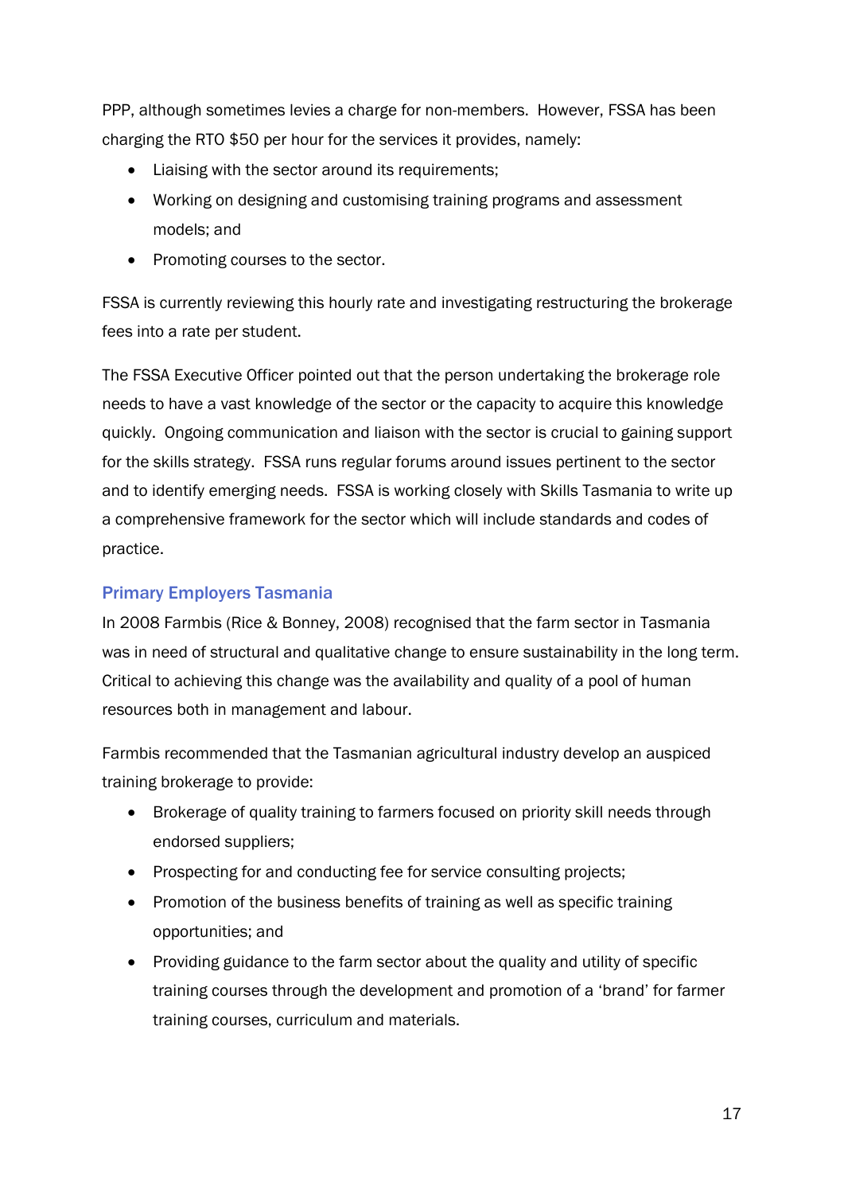PPP, although sometimes levies a charge for non-members. However, FSSA has been charging the RTO $50 per hour for the services it provides, namely:

- Liaising with the sector around its requirements;
- Working on designing and customising training programs and assessment models; and
- Promoting courses to the sector.

FSSA is currently reviewing this hourly rate and investigating restructuring the brokerage fees into a rate per student.

The FSSA Executive Officer pointed out that the person undertaking the brokerage role needs to have a vast knowledge of the sector or the capacity to acquire this knowledge quickly. Ongoing communication and liaison with the sector is crucial to gaining support for the skills strategy. FSSA runs regular forums around issues pertinent to the sector and to identify emerging needs. FSSA is working closely with Skills Tasmania to write up a comprehensive framework for the sector which will include standards and codes of practice.

### Primary Employers Tasmania

In 2008 Farmbis (Rice & Bonney, 2008) recognised that the farm sector in Tasmania was in need of structural and qualitative change to ensure sustainability in the long term. Critical to achieving this change was the availability and quality of a pool of human resources both in management and labour.

Farmbis recommended that the Tasmanian agricultural industry develop an auspiced training brokerage to provide:

- Brokerage of quality training to farmers focused on priority skill needs through endorsed suppliers;
- Prospecting for and conducting fee for service consulting projects;
- Promotion of the business benefits of training as well as specific training opportunities; and
- Providing guidance to the farm sector about the quality and utility of specific training courses through the development and promotion of a 'brand' for farmer training courses, curriculum and materials.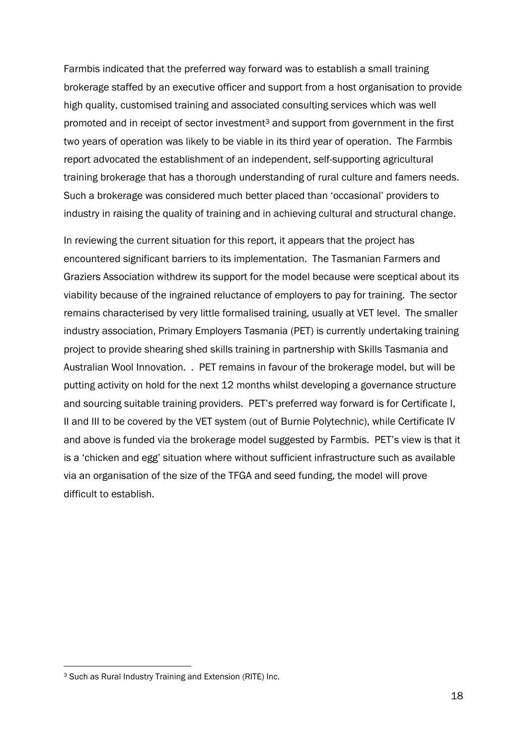Farmbis indicated that the preferred way forward was to establish a small training brokerage staffed by an executive officer and support from a host organisation to provide high quality, customised training and associated consulting services which was well promoted and in receipt of sector investment[3] and support from government in the first two years of operation was likely to be viable in its third year of operation. The Farmbis report advocated the establishment of an independent, self-supporting agricultural training brokerage that has a thorough understanding of rural culture and famers needs. Such a brokerage was considered much better placed than 'occasional' providers to industry in raising the quality of training and in achieving cultural and structural change.

In reviewing the current situation for this report, it appears that the project has encountered significant barriers to its implementation. The Tasmanian Farmers and Graziers Association withdrew its support for the model because were sceptical about its viability because of the ingrained reluctance of employers to pay for training. The sector remains characterised by very little formalised training, usually at VET level. The smaller industry association, Primary Employers Tasmania (PET) is currently undertaking training project to provide shearing shed skills training in partnership with Skills Tasmania and Australian Wool Innovation. . PET remains in favour of the brokerage model, but will be putting activity on hold for the next 12 months whilst developing a governance structure and sourcing suitable training providers. PET's preferred way forward is for Certificate I, II and III to be covered by the VET system (out of Burnie Polytechnic), while Certificate IV and above is funded via the brokerage model suggested by Farmbis. PET's view is that it is a 'chicken and egg' situation where without sufficient infrastructure such as available via an organisation of the size of the TFGA and seed funding, the model will prove difficult to establish.

[3] Such as Rural Industry Training and Extension (RITE) Inc.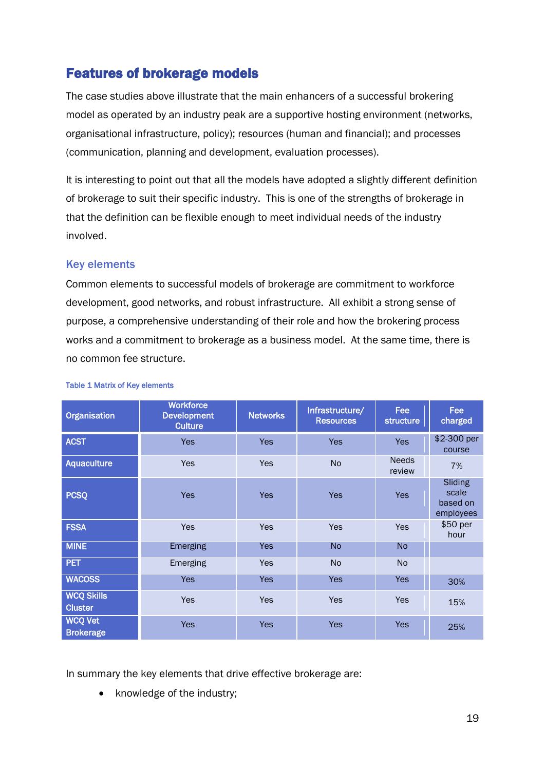## Features of brokerage models

The case studies above illustrate that the main enhancers of a successful brokering model as operated by an industry peak are a supportive hosting environment (networks, organisational infrastructure, policy); resources (human and financial); and processes (communication, planning and development, evaluation processes).

It is interesting to point out that all the models have adopted a slightly different definition of brokerage to suit their specific industry. This is one of the strengths of brokerage in that the definition can be flexible enough to meet individual needs of the industry involved.

### Key elements

Common elements to successful models of brokerage are commitment to workforce development, good networks, and robust infrastructure. All exhibit a strong sense of purpose, a comprehensive understanding of their role and how the brokering process works and a commitment to brokerage as a business model. At the same time, there is no common fee structure.

Table 1 Matrix of Key elements

| Organisation | Workforce Development Culture | Networks | Infrastructure/ Resources | Fee structure | Fee charged |
|---|---|---|---|---|---|
| ACST | Yes | Yes | Yes | Yes | $2-300 per course |
| Aquaculture | Yes | Yes | No | Needs review | 7% |
| PCSQ | Yes | Yes | Yes | Yes | Sliding scale based on employees |
| FSSA | Yes | Yes | Yes | Yes | $50 per hour |
| MINE | Emerging | Yes | No | No | |
| PET | Emerging | Yes | No | No | |
| WACOSS | Yes | Yes | Yes | Yes | 30% |
| WCQ Skills Cluster | Yes | Yes | Yes | Yes | 15% |
| WCQ Vet Brokerage | Yes | Yes | Yes | Yes | 25% |

In summary the key elements that drive effective brokerage are:

- knowledge of the industry;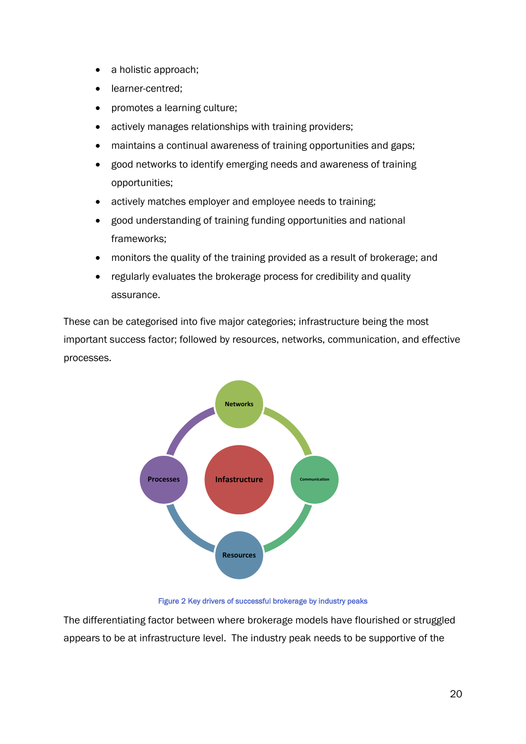- a holistic approach;
- learner-centred;
- promotes a learning culture;
- actively manages relationships with training providers;
- maintains a continual awareness of training opportunities and gaps;
- good networks to identify emerging needs and awareness of training opportunities;
- actively matches employer and employee needs to training;
- good understanding of training funding opportunities and national frameworks;
- monitors the quality of the training provided as a result of brokerage; and
- regularly evaluates the brokerage process for credibility and quality assurance.

These can be categorised into five major categories; infrastructure being the most important success factor; followed by resources, networks, communication, and effective processes.

Networks

Processes Infastructure Communication

Resources

Figure 2 Key drivers of successful brokerage by industry peaks

The differentiating factor between where brokerage models have flourished or struggled appears to be at infrastructure level. The industry peak needs to be supportive of the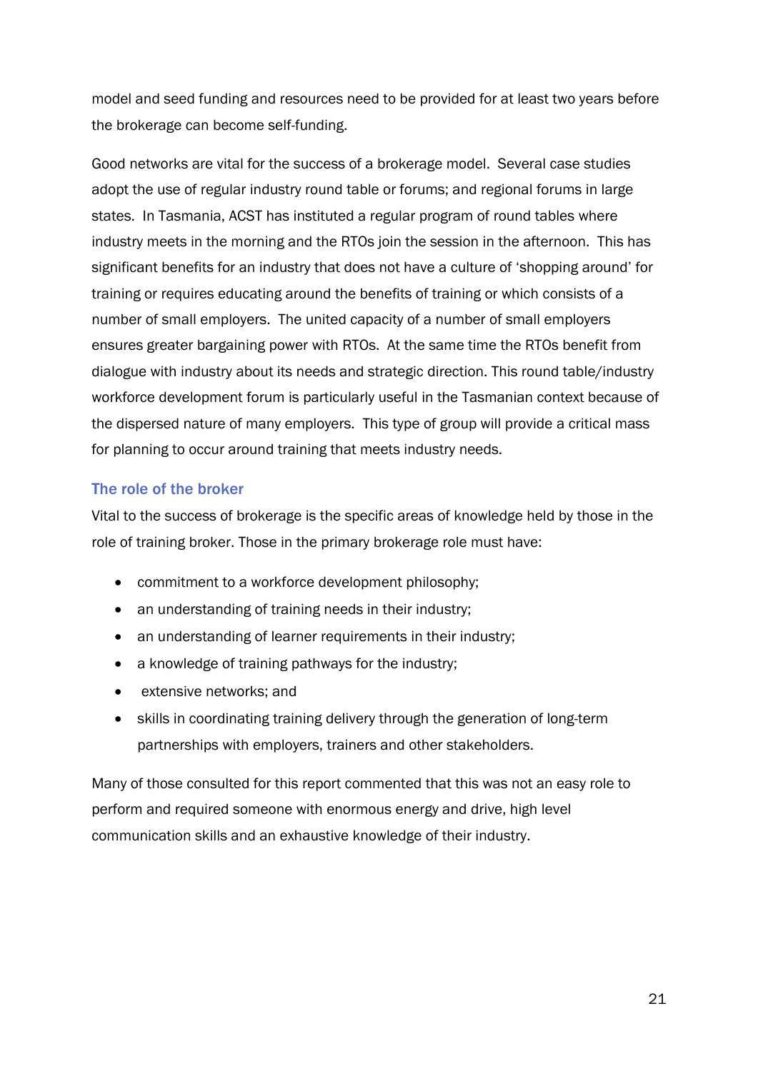model and seed funding and resources need to be provided for at least two years before the brokerage can become self-funding.

Good networks are vital for the success of a brokerage model. Several case studies adopt the use of regular industry round table or forums; and regional forums in large states. In Tasmania, ACST has instituted a regular program of round tables where industry meets in the morning and the RTOs join the session in the afternoon. This has significant benefits for an industry that does not have a culture of 'shopping around' for training or requires educating around the benefits of training or which consists of a number of small employers. The united capacity of a number of small employers ensures greater bargaining power with RTOs. At the same time the RTOs benefit from dialogue with industry about its needs and strategic direction. This round table/industry workforce development forum is particularly useful in the Tasmanian context because of the dispersed nature of many employers. This type of group will provide a critical mass for planning to occur around training that meets industry needs.

### The role of the broker

Vital to the success of brokerage is the specific areas of knowledge held by those in the role of training broker. Those in the primary brokerage role must have:

- commitment to a workforce development philosophy;
- an understanding of training needs in their industry;
- an understanding of learner requirements in their industry;
- a knowledge of training pathways for the industry;
- extensive networks; and
- skills in coordinating training delivery through the generation of long-term partnerships with employers, trainers and other stakeholders.

Many of those consulted for this report commented that this was not an easy role to perform and required someone with enormous energy and drive, high level communication skills and an exhaustive knowledge of their industry.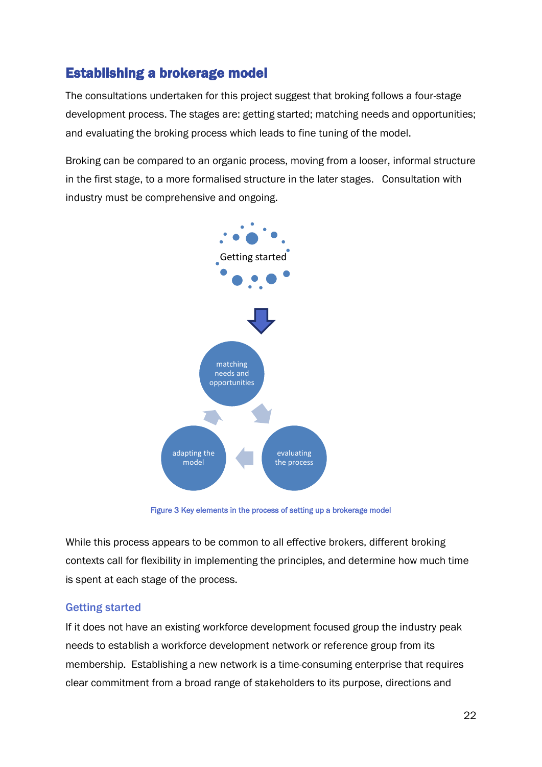## Establishing a brokerage model

The consultations undertaken for this project suggest that broking follows a four-stage development process. The stages are: getting started; matching needs and opportunities; and evaluating the broking process which leads to fine tuning of the model.

Broking can be compared to an organic process, moving from a looser, informal structure in the first stage, to a more formalised structure in the later stages. Consultation with industry must be comprehensive and ongoing.

Getting started

matching needs and opportunities

evaluating the process

adapting the model

Figure 3 Key elements in the process of setting up a brokerage model

While this process appears to be common to all effective brokers, different broking contexts call for flexibility in implementing the principles, and determine how much time is spent at each stage of the process.

### Getting started

If it does not have an existing workforce development focused group the industry peak needs to establish a workforce development network or reference group from its membership. Establishing a new network is a time-consuming enterprise that requires clear commitment from a broad range of stakeholders to its purpose, directions and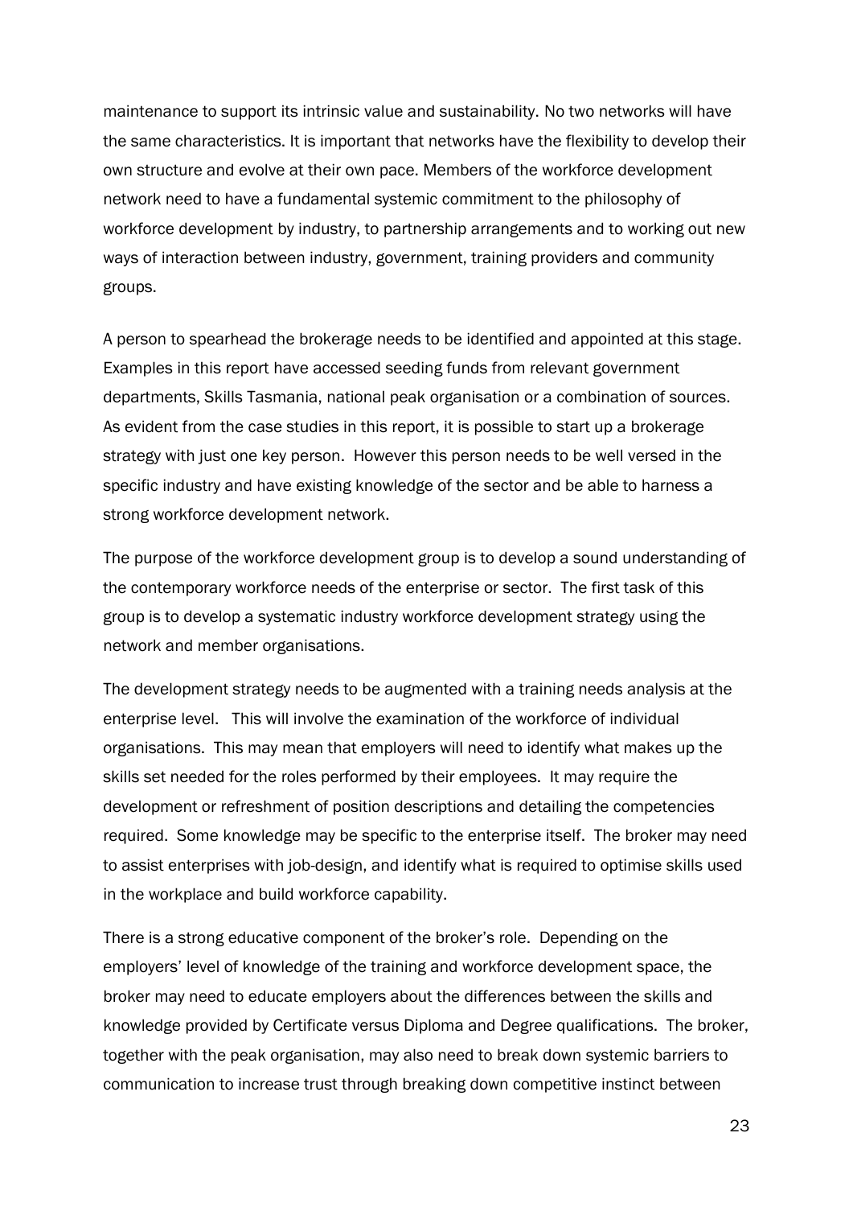maintenance to support its intrinsic value and sustainability. No two networks will have the same characteristics. It is important that networks have the flexibility to develop their own structure and evolve at their own pace. Members of the workforce development network need to have a fundamental systemic commitment to the philosophy of workforce development by industry, to partnership arrangements and to working out new ways of interaction between industry, government, training providers and community groups.

A person to spearhead the brokerage needs to be identified and appointed at this stage. Examples in this report have accessed seeding funds from relevant government departments, Skills Tasmania, national peak organisation or a combination of sources. As evident from the case studies in this report, it is possible to start up a brokerage strategy with just one key person. However this person needs to be well versed in the specific industry and have existing knowledge of the sector and be able to harness a strong workforce development network.

The purpose of the workforce development group is to develop a sound understanding of the contemporary workforce needs of the enterprise or sector. The first task of this group is to develop a systematic industry workforce development strategy using the network and member organisations.

The development strategy needs to be augmented with a training needs analysis at the enterprise level. This will involve the examination of the workforce of individual organisations. This may mean that employers will need to identify what makes up the skills set needed for the roles performed by their employees. It may require the development or refreshment of position descriptions and detailing the competencies required. Some knowledge may be specific to the enterprise itself. The broker may need to assist enterprises with job-design, and identify what is required to optimise skills used in the workplace and build workforce capability.

There is a strong educative component of the broker's role. Depending on the employers' level of knowledge of the training and workforce development space, the broker may need to educate employers about the differences between the skills and knowledge provided by Certificate versus Diploma and Degree qualifications. The broker, together with the peak organisation, may also need to break down systemic barriers to communication to increase trust through breaking down competitive instinct between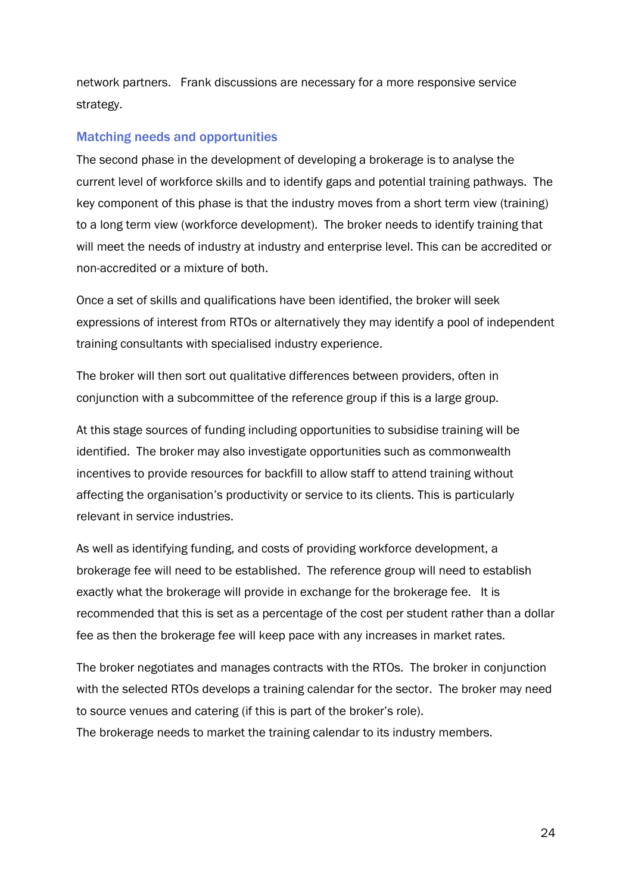network partners.  Frank discussions are necessary for a more responsive service strategy.

### Matching needs and opportunities

The second phase in the development of developing a brokerage is to analyse the current level of workforce skills and to identify gaps and potential training pathways.  The key component of this phase is that the industry moves from a short term view (training) to a long term view (workforce development).  The broker needs to identify training that will meet the needs of industry at industry and enterprise level. This can be accredited or non-accredited or a mixture of both.

Once a set of skills and qualifications have been identified, the broker will seek expressions of interest from RTOs or alternatively they may identify a pool of independent training consultants with specialised industry experience.

The broker will then sort out qualitative differences between providers, often in conjunction with a subcommittee of the reference group if this is a large group.

At this stage sources of funding including opportunities to subsidise training will be identified.  The broker may also investigate opportunities such as commonwealth incentives to provide resources for backfill to allow staff to attend training without affecting the organisation's productivity or service to its clients. This is particularly relevant in service industries.

As well as identifying funding, and costs of providing workforce development, a brokerage fee will need to be established.  The reference group will need to establish exactly what the brokerage will provide in exchange for the brokerage fee.   It is recommended that this is set as a percentage of the cost per student rather than a dollar fee as then the brokerage fee will keep pace with any increases in market rates.

The broker negotiates and manages contracts with the RTOs.  The broker in conjunction with the selected RTOs develops a training calendar for the sector.  The broker may need to source venues and catering (if this is part of the broker's role).
The brokerage needs to market the training calendar to its industry members.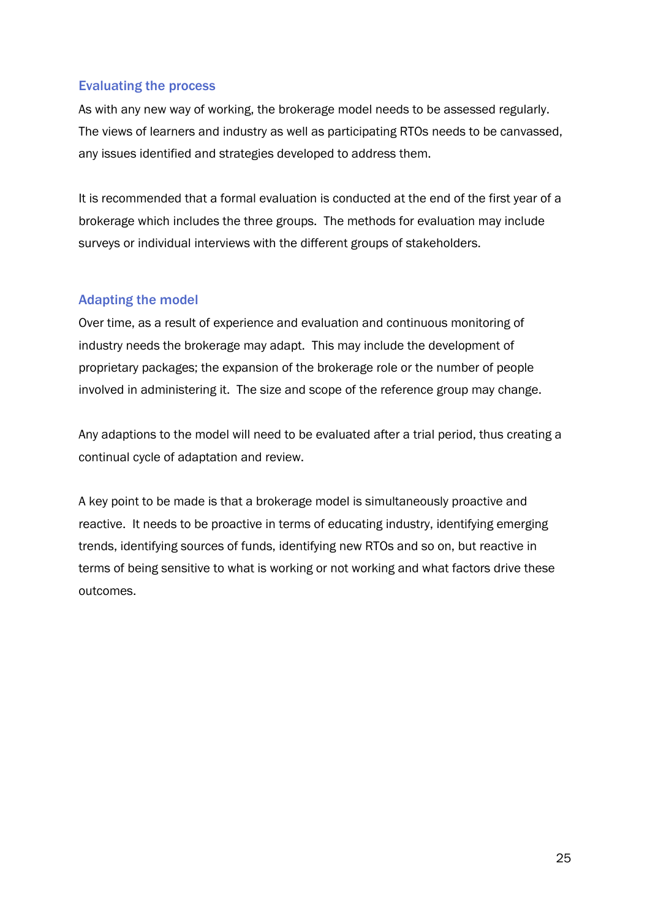### Evaluating the process

As with any new way of working, the brokerage model needs to be assessed regularly. The views of learners and industry as well as participating RTOs needs to be canvassed, any issues identified and strategies developed to address them.

It is recommended that a formal evaluation is conducted at the end of the first year of a brokerage which includes the three groups. The methods for evaluation may include surveys or individual interviews with the different groups of stakeholders.

### Adapting the model

Over time, as a result of experience and evaluation and continuous monitoring of industry needs the brokerage may adapt. This may include the development of proprietary packages; the expansion of the brokerage role or the number of people involved in administering it. The size and scope of the reference group may change.

Any adaptions to the model will need to be evaluated after a trial period, thus creating a continual cycle of adaptation and review.

A key point to be made is that a brokerage model is simultaneously proactive and reactive. It needs to be proactive in terms of educating industry, identifying emerging trends, identifying sources of funds, identifying new RTOs and so on, but reactive in terms of being sensitive to what is working or not working and what factors drive these outcomes.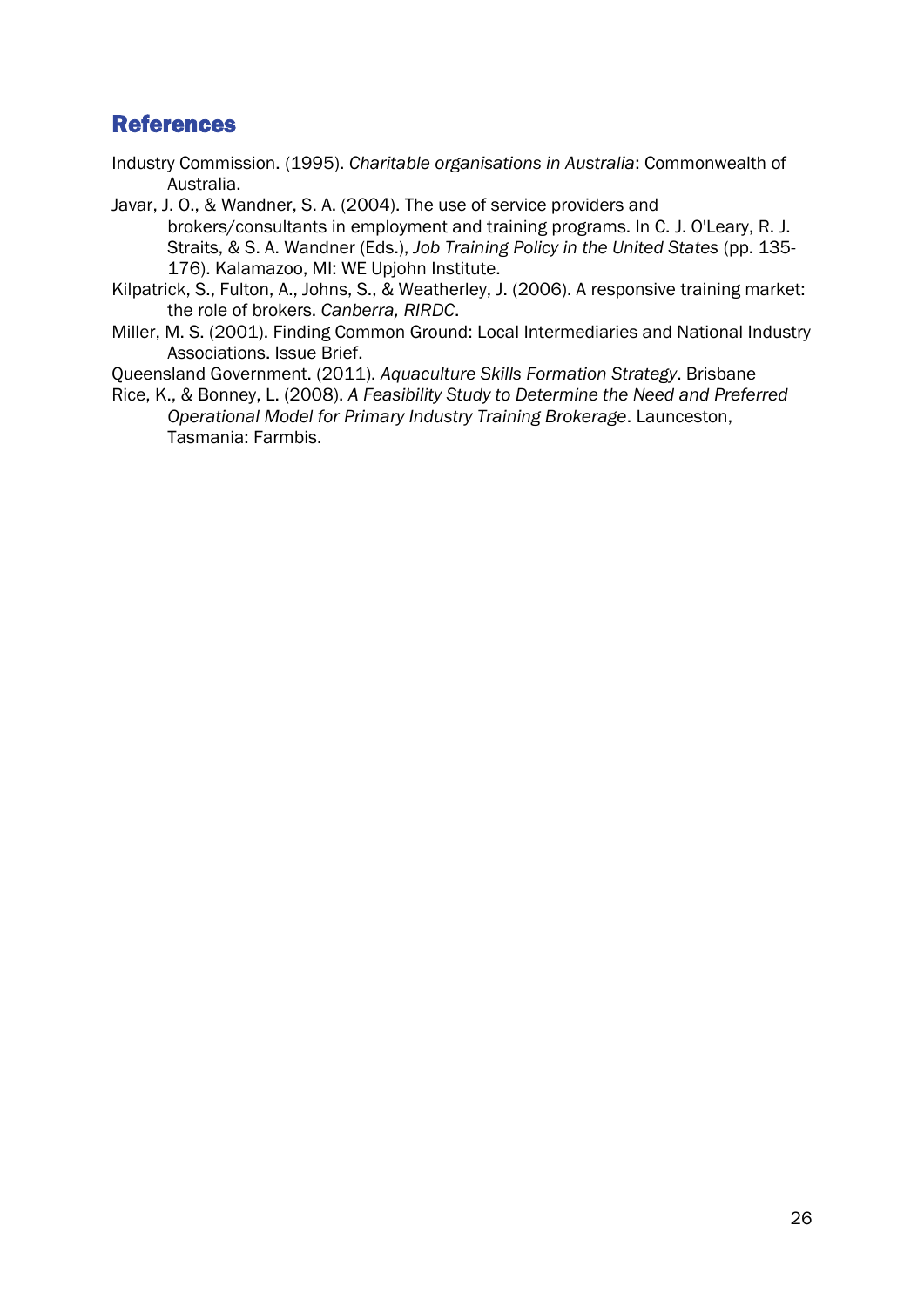## References

Industry Commission. (1995). *Charitable organisations in Australia*: Commonwealth of Australia.

Javar, J. O., & Wandner, S. A. (2004). The use of service providers and brokers/consultants in employment and training programs. In C. J. O'Leary, R. J. Straits, & S. A. Wandner (Eds.), *Job Training Policy in the United States* (pp. 135-176). Kalamazoo, MI: WE Upjohn Institute.

Kilpatrick, S., Fulton, A., Johns, S., & Weatherley, J. (2006). A responsive training market: the role of brokers. *Canberra, RIRDC*.

Miller, M. S. (2001). Finding Common Ground: Local Intermediaries and National Industry Associations. Issue Brief.

Queensland Government. (2011). *Aquaculture Skills Formation Strategy*. Brisbane

Rice, K., & Bonney, L. (2008). *A Feasibility Study to Determine the Need and Preferred Operational Model for Primary Industry Training Brokerage*. Launceston, Tasmania: Farmbis.